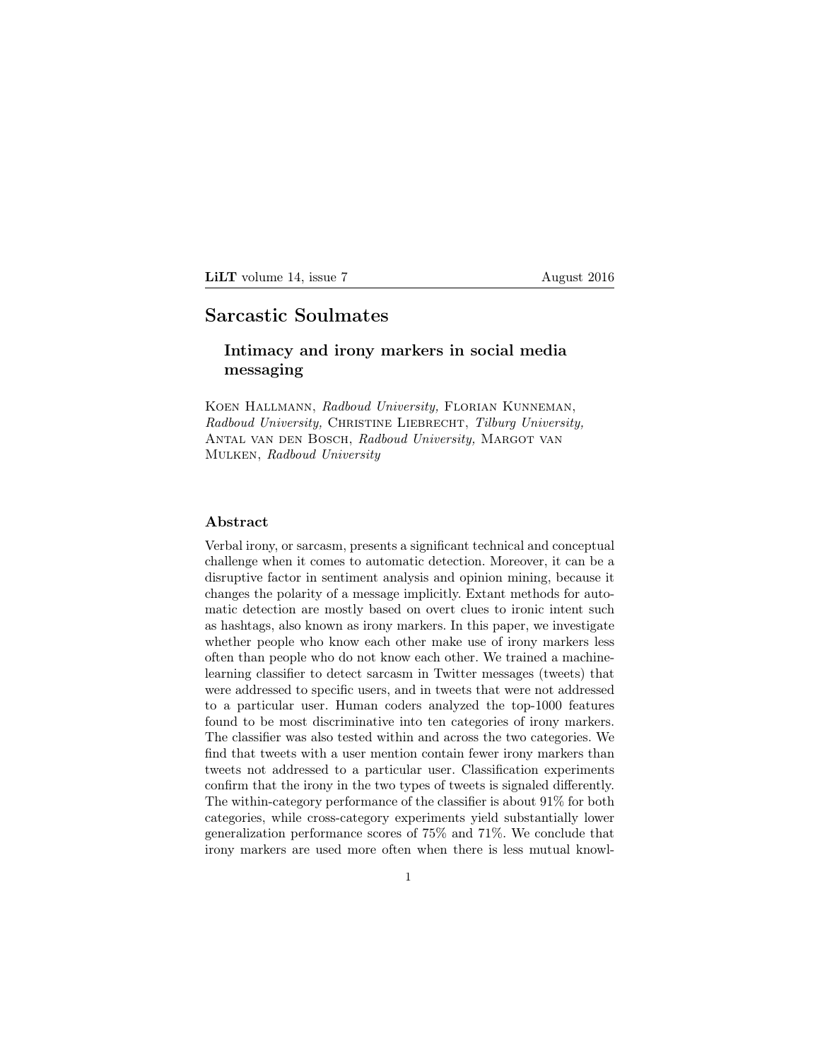# Sarcastic Soulmates

## Intimacy and irony markers in social media messaging

Koen Hallmann, *Radboud University,* Florian Kunneman, *Radboud University,* Christine Liebrecht, *Tilburg University,* Antal van den Bosch, *Radboud University,* Margot van Mulken, *Radboud University*

### Abstract

Verbal irony, or sarcasm, presents a significant technical and conceptual challenge when it comes to automatic detection. Moreover, it can be a disruptive factor in sentiment analysis and opinion mining, because it changes the polarity of a message implicitly. Extant methods for automatic detection are mostly based on overt clues to ironic intent such as hashtags, also known as irony markers. In this paper, we investigate whether people who know each other make use of irony markers less often than people who do not know each other. We trained a machine-learning classifier to detect sarcasm in Twitter messages (tweets) that were addressed to specific users, and in tweets that were not addressed to a particular user. Human coders analyzed the top-1000 features found to be most discriminative into ten categories of irony markers. The classifier was also tested within and across the two categories. We find that tweets with a user mention contain fewer irony markers than tweets not addressed to a particular user. Classification experiments confirm that the irony in the two types of tweets is signaled differently. The within-category performance of the classifier is about 91% for both categories, while cross-category experiments yield substantially lower generalization performance scores of 75% and 71%. We conclude that irony markers are used more often when there is less mutual knowl-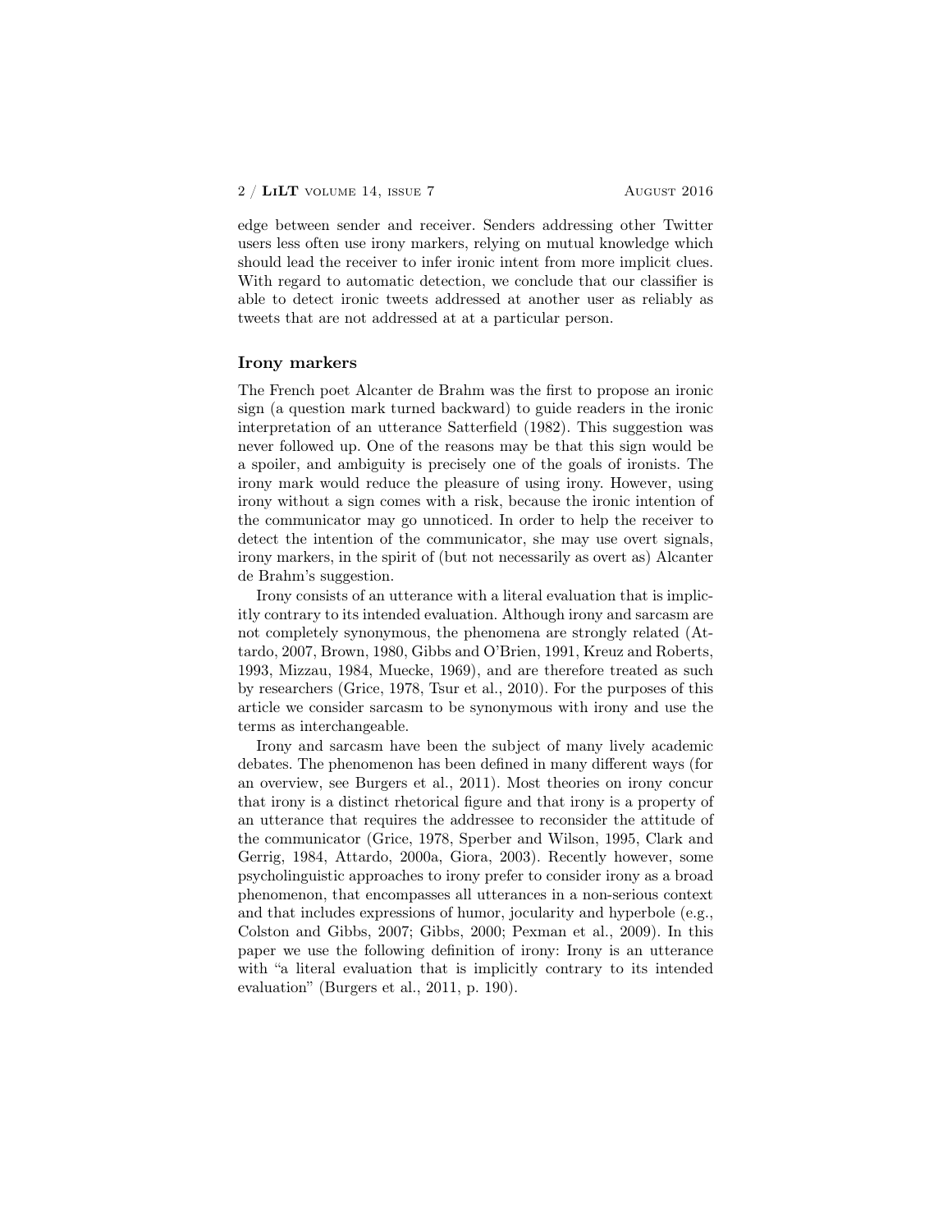edge between sender and receiver. Senders addressing other Twitter users less often use irony markers, relying on mutual knowledge which should lead the receiver to infer ironic intent from more implicit clues. With regard to automatic detection, we conclude that our classifier is able to detect ironic tweets addressed at another user as reliably as tweets that are not addressed at at a particular person.

## Irony markers

The French poet Alcanter de Brahm was the first to propose an ironic sign (a question mark turned backward) to guide readers in the ironic interpretation of an utterance Satterfield (1982). This suggestion was never followed up. One of the reasons may be that this sign would be a spoiler, and ambiguity is precisely one of the goals of ironists. The irony mark would reduce the pleasure of using irony. However, using irony without a sign comes with a risk, because the ironic intention of the communicator may go unnoticed. In order to help the receiver to detect the intention of the communicator, she may use overt signals, irony markers, in the spirit of (but not necessarily as overt as) Alcanter de Brahm's suggestion.

Irony consists of an utterance with a literal evaluation that is implicitly contrary to its intended evaluation. Although irony and sarcasm are not completely synonymous, the phenomena are strongly related (Attardo, 2007, Brown, 1980, Gibbs and O'Brien, 1991, Kreuz and Roberts, 1993, Mizzau, 1984, Muecke, 1969), and are therefore treated as such by researchers (Grice, 1978, Tsur et al., 2010). For the purposes of this article we consider sarcasm to be synonymous with irony and use the terms as interchangeable.

Irony and sarcasm have been the subject of many lively academic debates. The phenomenon has been defined in many different ways (for an overview, see Burgers et al., 2011). Most theories on irony concur that irony is a distinct rhetorical figure and that irony is a property of an utterance that requires the addressee to reconsider the attitude of the communicator (Grice, 1978, Sperber and Wilson, 1995, Clark and Gerrig, 1984, Attardo, 2000a, Giora, 2003). Recently however, some psycholinguistic approaches to irony prefer to consider irony as a broad phenomenon, that encompasses all utterances in a non-serious context and that includes expressions of humor, jocularity and hyperbole (e.g., Colston and Gibbs, 2007; Gibbs, 2000; Pexman et al., 2009). In this paper we use the following definition of irony: Irony is an utterance with "a literal evaluation that is implicitly contrary to its intended evaluation" (Burgers et al., 2011, p. 190).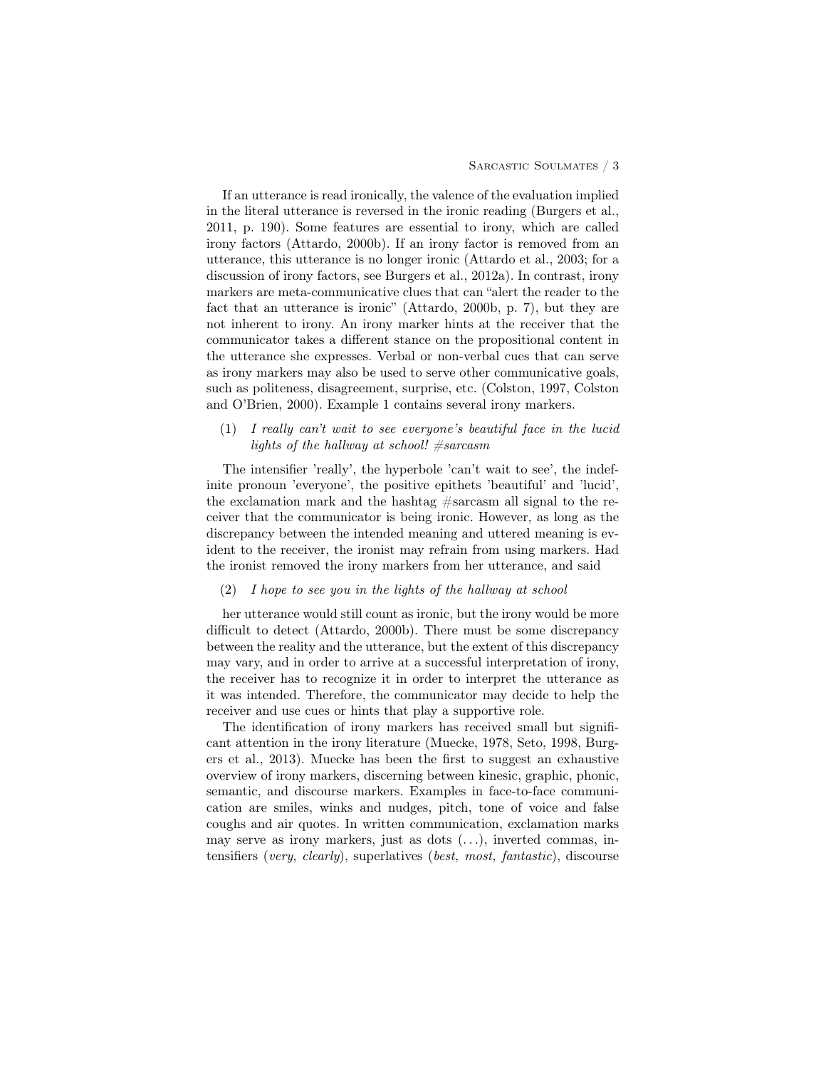If an utterance is read ironically, the valence of the evaluation implied in the literal utterance is reversed in the ironic reading (Burgers et al., 2011, p. 190). Some features are essential to irony, which are called irony factors (Attardo, 2000b). If an irony factor is removed from an utterance, this utterance is no longer ironic (Attardo et al., 2003; for a discussion of irony factors, see Burgers et al., 2012a). In contrast, irony markers are meta-communicative clues that can "alert the reader to the fact that an utterance is ironic" (Attardo, 2000b, p. 7), but they are not inherent to irony. An irony marker hints at the receiver that the communicator takes a different stance on the propositional content in the utterance she expresses. Verbal or non-verbal cues that can serve as irony markers may also be used to serve other communicative goals, such as politeness, disagreement, surprise, etc. (Colston, 1997, Colston and O'Brien, 2000). Example 1 contains several irony markers.

(1) *I really can't wait to see everyone's beautiful face in the lucid lights of the hallway at school! #sarcasm*

The intensifier 'really', the hyperbole 'can't wait to see', the indefinite pronoun 'everyone', the positive epithets 'beautiful' and 'lucid', the exclamation mark and the hashtag #sarcasm all signal to the receiver that the communicator is being ironic. However, as long as the discrepancy between the intended meaning and uttered meaning is evident to the receiver, the ironist may refrain from using markers. Had the ironist removed the irony markers from her utterance, and said

(2) *I hope to see you in the lights of the hallway at school*

her utterance would still count as ironic, but the irony would be more difficult to detect (Attardo, 2000b). There must be some discrepancy between the reality and the utterance, but the extent of this discrepancy may vary, and in order to arrive at a successful interpretation of irony, the receiver has to recognize it in order to interpret the utterance as it was intended. Therefore, the communicator may decide to help the receiver and use cues or hints that play a supportive role.

The identification of irony markers has received small but significant attention in the irony literature (Muecke, 1978, Seto, 1998, Burgers et al., 2013). Muecke has been the first to suggest an exhaustive overview of irony markers, discerning between kinesic, graphic, phonic, semantic, and discourse markers. Examples in face-to-face communication are smiles, winks and nudges, pitch, tone of voice and false coughs and air quotes. In written communication, exclamation marks may serve as irony markers, just as dots (. . .), inverted commas, intensifiers (*very*, *clearly*), superlatives (*best, most, fantastic*), discourse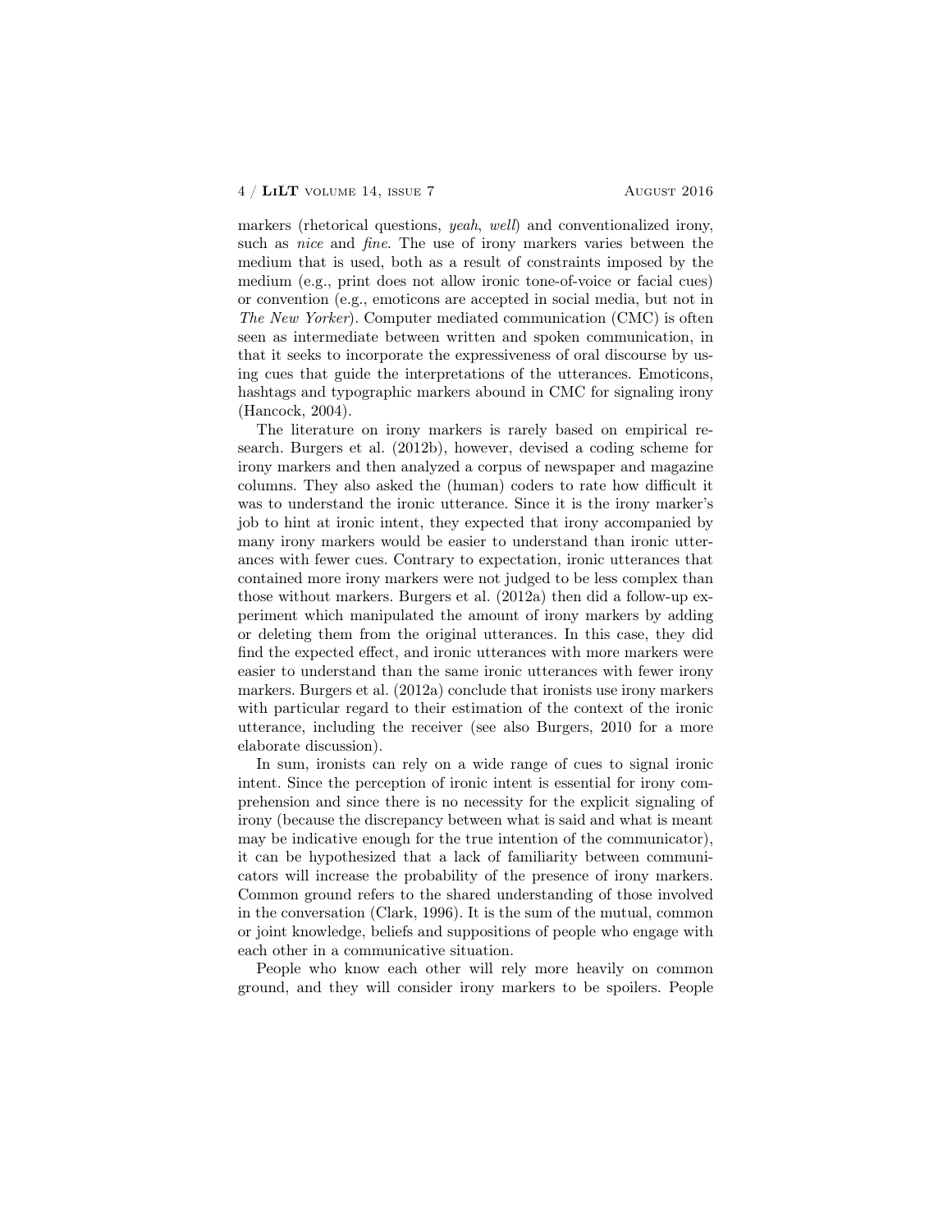markers (rhetorical questions, *yeah*, *well*) and conventionalized irony, such as *nice* and *fine*. The use of irony markers varies between the medium that is used, both as a result of constraints imposed by the medium (e.g., print does not allow ironic tone-of-voice or facial cues) or convention (e.g., emoticons are accepted in social media, but not in *The New Yorker*). Computer mediated communication (CMC) is often seen as intermediate between written and spoken communication, in that it seeks to incorporate the expressiveness of oral discourse by using cues that guide the interpretations of the utterances. Emoticons, hashtags and typographic markers abound in CMC for signaling irony (Hancock, 2004).

The literature on irony markers is rarely based on empirical research. Burgers et al. (2012b), however, devised a coding scheme for irony markers and then analyzed a corpus of newspaper and magazine columns. They also asked the (human) coders to rate how difficult it was to understand the ironic utterance. Since it is the irony marker's job to hint at ironic intent, they expected that irony accompanied by many irony markers would be easier to understand than ironic utterances with fewer cues. Contrary to expectation, ironic utterances that contained more irony markers were not judged to be less complex than those without markers. Burgers et al. (2012a) then did a follow-up experiment which manipulated the amount of irony markers by adding or deleting them from the original utterances. In this case, they did find the expected effect, and ironic utterances with more markers were easier to understand than the same ironic utterances with fewer irony markers. Burgers et al. (2012a) conclude that ironists use irony markers with particular regard to their estimation of the context of the ironic utterance, including the receiver (see also Burgers, 2010 for a more elaborate discussion).

In sum, ironists can rely on a wide range of cues to signal ironic intent. Since the perception of ironic intent is essential for irony comprehension and since there is no necessity for the explicit signaling of irony (because the discrepancy between what is said and what is meant may be indicative enough for the true intention of the communicator), it can be hypothesized that a lack of familiarity between communicators will increase the probability of the presence of irony markers. Common ground refers to the shared understanding of those involved in the conversation (Clark, 1996). It is the sum of the mutual, common or joint knowledge, beliefs and suppositions of people who engage with each other in a communicative situation.

People who know each other will rely more heavily on common ground, and they will consider irony markers to be spoilers. People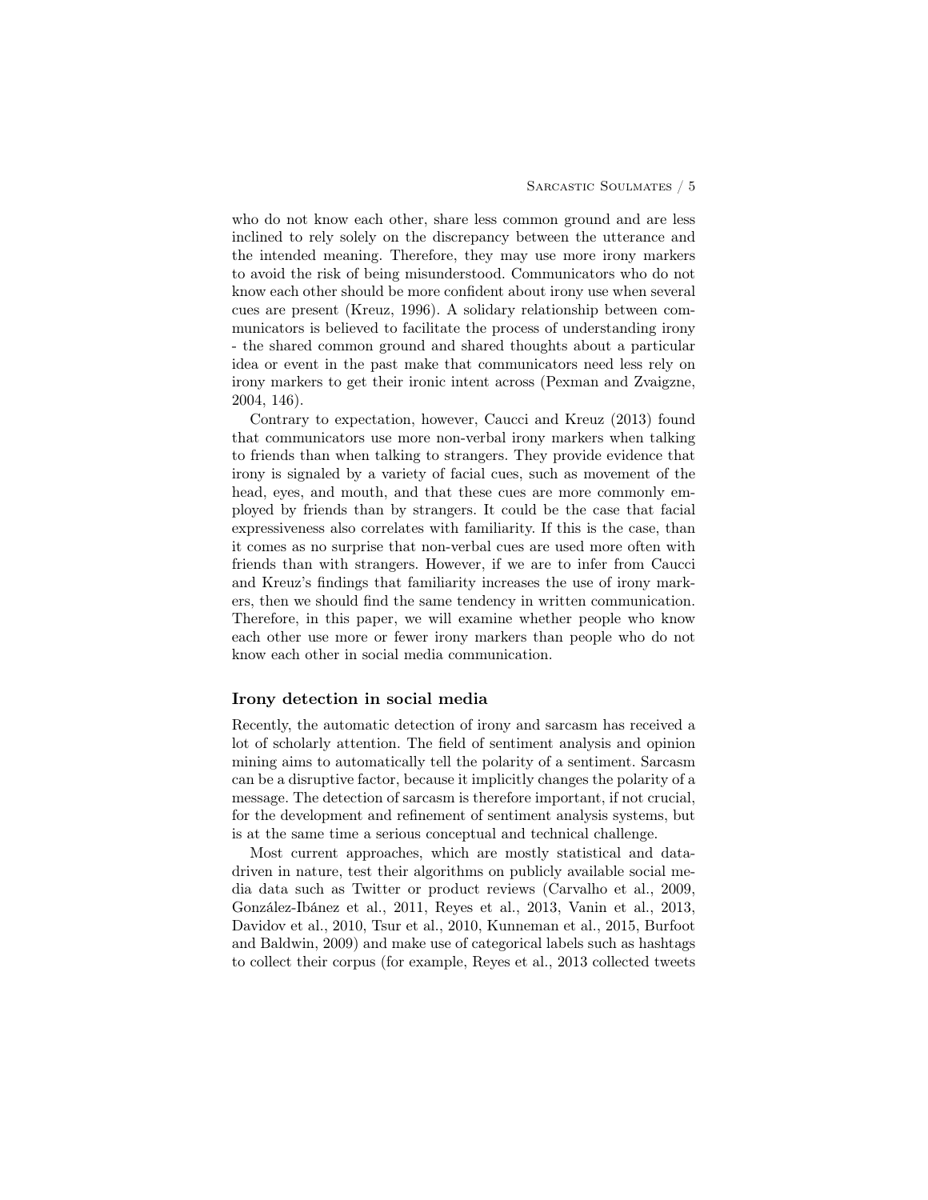who do not know each other, share less common ground and are less inclined to rely solely on the discrepancy between the utterance and the intended meaning. Therefore, they may use more irony markers to avoid the risk of being misunderstood. Communicators who do not know each other should be more confident about irony use when several cues are present (Kreuz, 1996). A solidary relationship between communicators is believed to facilitate the process of understanding irony - the shared common ground and shared thoughts about a particular idea or event in the past make that communicators need less rely on irony markers to get their ironic intent across (Pexman and Zvaigzne, 2004, 146).

Contrary to expectation, however, Caucci and Kreuz (2013) found that communicators use more non-verbal irony markers when talking to friends than when talking to strangers. They provide evidence that irony is signaled by a variety of facial cues, such as movement of the head, eyes, and mouth, and that these cues are more commonly employed by friends than by strangers. It could be the case that facial expressiveness also correlates with familiarity. If this is the case, than it comes as no surprise that non-verbal cues are used more often with friends than with strangers. However, if we are to infer from Caucci and Kreuz's findings that familiarity increases the use of irony markers, then we should find the same tendency in written communication. Therefore, in this paper, we will examine whether people who know each other use more or fewer irony markers than people who do not know each other in social media communication.

## Irony detection in social media

Recently, the automatic detection of irony and sarcasm has received a lot of scholarly attention. The field of sentiment analysis and opinion mining aims to automatically tell the polarity of a sentiment. Sarcasm can be a disruptive factor, because it implicitly changes the polarity of a message. The detection of sarcasm is therefore important, if not crucial, for the development and refinement of sentiment analysis systems, but is at the same time a serious conceptual and technical challenge.

Most current approaches, which are mostly statistical and data-driven in nature, test their algorithms on publicly available social media data such as Twitter or product reviews (Carvalho et al., 2009, González-Ibánez et al., 2011, Reyes et al., 2013, Vanin et al., 2013, Davidov et al., 2010, Tsur et al., 2010, Kunneman et al., 2015, Burfoot and Baldwin, 2009) and make use of categorical labels such as hashtags to collect their corpus (for example, Reyes et al., 2013 collected tweets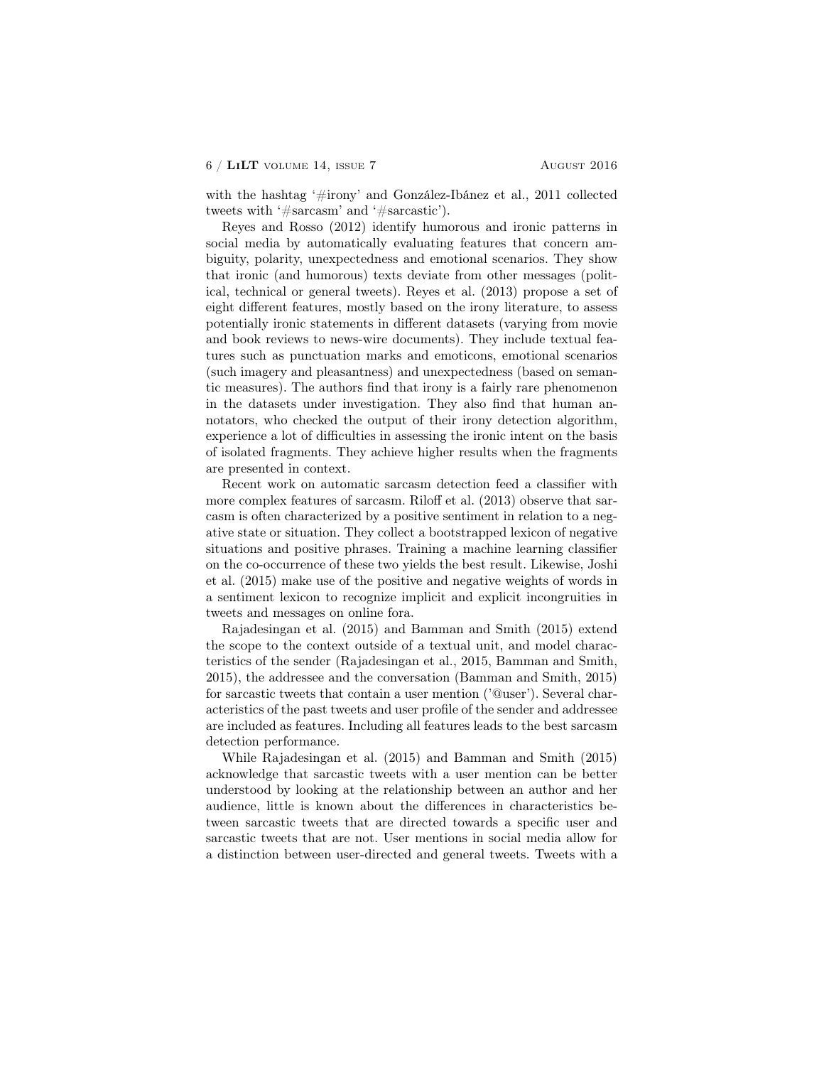with the hashtag '#irony' and González-Ibánez et al., 2011 collected tweets with '#sarcasm' and '#sarcastic').

Reyes and Rosso (2012) identify humorous and ironic patterns in social media by automatically evaluating features that concern ambiguity, polarity, unexpectedness and emotional scenarios. They show that ironic (and humorous) texts deviate from other messages (political, technical or general tweets). Reyes et al. (2013) propose a set of eight different features, mostly based on the irony literature, to assess potentially ironic statements in different datasets (varying from movie and book reviews to news-wire documents). They include textual features such as punctuation marks and emoticons, emotional scenarios (such imagery and pleasantness) and unexpectedness (based on semantic measures). The authors find that irony is a fairly rare phenomenon in the datasets under investigation. They also find that human annotators, who checked the output of their irony detection algorithm, experience a lot of difficulties in assessing the ironic intent on the basis of isolated fragments. They achieve higher results when the fragments are presented in context.

Recent work on automatic sarcasm detection feed a classifier with more complex features of sarcasm. Riloff et al. (2013) observe that sarcasm is often characterized by a positive sentiment in relation to a negative state or situation. They collect a bootstrapped lexicon of negative situations and positive phrases. Training a machine learning classifier on the co-occurrence of these two yields the best result. Likewise, Joshi et al. (2015) make use of the positive and negative weights of words in a sentiment lexicon to recognize implicit and explicit incongruities in tweets and messages on online fora.

Rajadesingan et al. (2015) and Bamman and Smith (2015) extend the scope to the context outside of a textual unit, and model characteristics of the sender (Rajadesingan et al., 2015, Bamman and Smith, 2015), the addressee and the conversation (Bamman and Smith, 2015) for sarcastic tweets that contain a user mention ('@user'). Several characteristics of the past tweets and user profile of the sender and addressee are included as features. Including all features leads to the best sarcasm detection performance.

While Rajadesingan et al. (2015) and Bamman and Smith (2015) acknowledge that sarcastic tweets with a user mention can be better understood by looking at the relationship between an author and her audience, little is known about the differences in characteristics between sarcastic tweets that are directed towards a specific user and sarcastic tweets that are not. User mentions in social media allow for a distinction between user-directed and general tweets. Tweets with a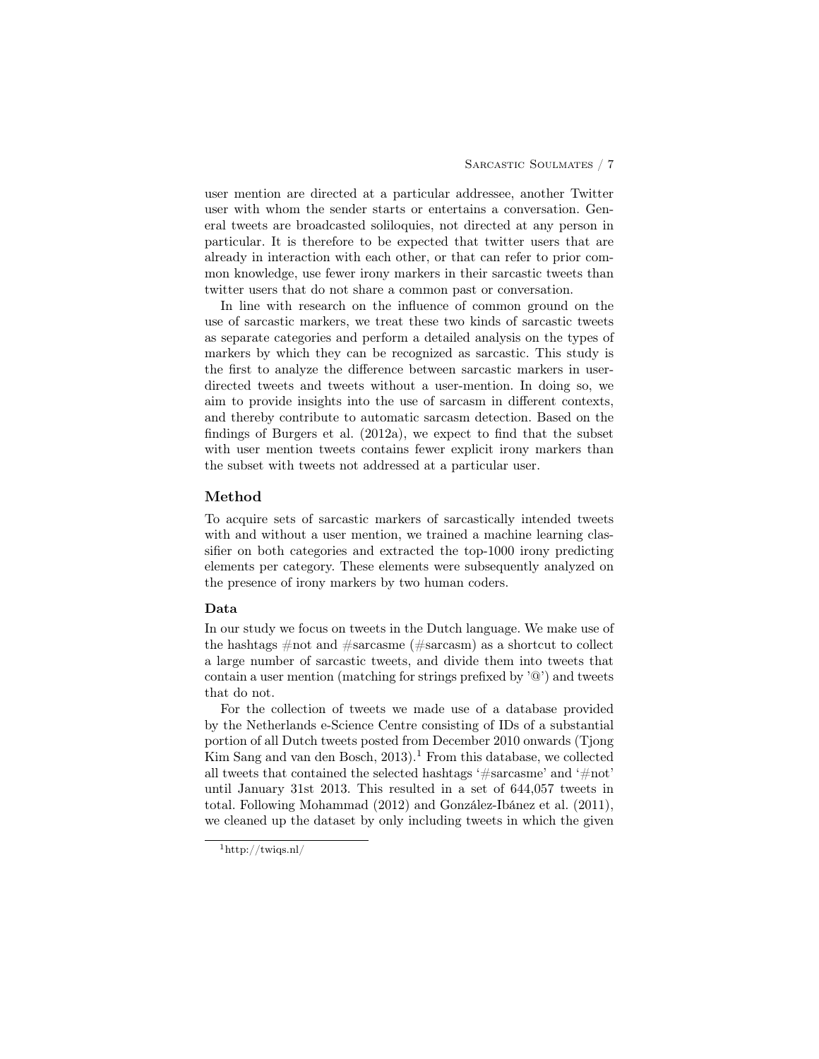user mention are directed at a particular addressee, another Twitter user with whom the sender starts or entertains a conversation. General tweets are broadcasted soliloquies, not directed at any person in particular. It is therefore to be expected that twitter users that are already in interaction with each other, or that can refer to prior common knowledge, use fewer irony markers in their sarcastic tweets than twitter users that do not share a common past or conversation.

In line with research on the influence of common ground on the use of sarcastic markers, we treat these two kinds of sarcastic tweets as separate categories and perform a detailed analysis on the types of markers by which they can be recognized as sarcastic. This study is the first to analyze the difference between sarcastic markers in user-directed tweets and tweets without a user-mention. In doing so, we aim to provide insights into the use of sarcasm in different contexts, and thereby contribute to automatic sarcasm detection. Based on the findings of Burgers et al. (2012a), we expect to find that the subset with user mention tweets contains fewer explicit irony markers than the subset with tweets not addressed at a particular user.

## Method

To acquire sets of sarcastic markers of sarcastically intended tweets with and without a user mention, we trained a machine learning classifier on both categories and extracted the top-1000 irony predicting elements per category. These elements were subsequently analyzed on the presence of irony markers by two human coders.

### Data

In our study we focus on tweets in the Dutch language. We make use of the hashtags #not and #sarcasme (#sarcasm) as a shortcut to collect a large number of sarcastic tweets, and divide them into tweets that contain a user mention (matching for strings prefixed by '@') and tweets that do not.

For the collection of tweets we made use of a database provided by the Netherlands e-Science Centre consisting of IDs of a substantial portion of all Dutch tweets posted from December 2010 onwards (Tjong Kim Sang and van den Bosch, 2013).[1] From this database, we collected all tweets that contained the selected hashtags '#sarcasme' and '#not' until January 31st 2013. This resulted in a set of 644,057 tweets in total. Following Mohammad (2012) and González-Ibánez et al. (2011), we cleaned up the dataset by only including tweets in which the given

[1] http://twiqs.nl/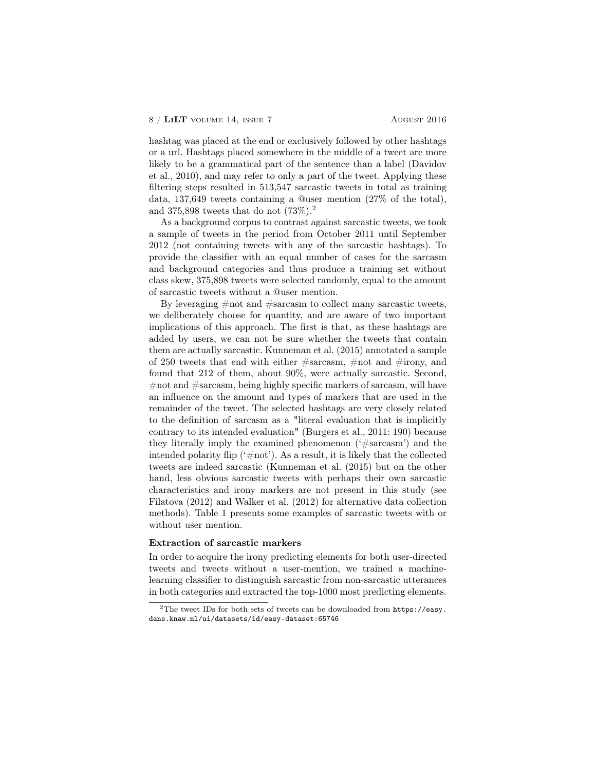hashtag was placed at the end or exclusively followed by other hashtags or a url. Hashtags placed somewhere in the middle of a tweet are more likely to be a grammatical part of the sentence than a label (Davidov et al., 2010), and may refer to only a part of the tweet. Applying these filtering steps resulted in 513,547 sarcastic tweets in total as training data, 137,649 tweets containing a @user mention (27% of the total), and 375,898 tweets that do not (73%).[2]

As a background corpus to contrast against sarcastic tweets, we took a sample of tweets in the period from October 2011 until September 2012 (not containing tweets with any of the sarcastic hashtags). To provide the classifier with an equal number of cases for the sarcasm and background categories and thus produce a training set without class skew, 375,898 tweets were selected randomly, equal to the amount of sarcastic tweets without a @user mention.

By leveraging #not and #sarcasm to collect many sarcastic tweets, we deliberately choose for quantity, and are aware of two important implications of this approach. The first is that, as these hashtags are added by users, we can not be sure whether the tweets that contain them are actually sarcastic. Kunneman et al. (2015) annotated a sample of 250 tweets that end with either #sarcasm, #not and #irony, and found that 212 of them, about 90%, were actually sarcastic. Second, #not and #sarcasm, being highly specific markers of sarcasm, will have an influence on the amount and types of markers that are used in the remainder of the tweet. The selected hashtags are very closely related to the definition of sarcasm as a "literal evaluation that is implicitly contrary to its intended evaluation" (Burgers et al., 2011: 190) because they literally imply the examined phenomenon ('#sarcasm') and the intended polarity flip ('#not'). As a result, it is likely that the collected tweets are indeed sarcastic (Kunneman et al. (2015) but on the other hand, less obvious sarcastic tweets with perhaps their own sarcastic characteristics and irony markers are not present in this study (see Filatova (2012) and Walker et al. (2012) for alternative data collection methods). Table 1 presents some examples of sarcastic tweets with or without user mention.

### Extraction of sarcastic markers

In order to acquire the irony predicting elements for both user-directed tweets and tweets without a user-mention, we trained a machine-learning classifier to distinguish sarcastic from non-sarcastic utterances in both categories and extracted the top-1000 most predicting elements.

[2] The tweet IDs for both sets of tweets can be downloaded from `https://easy.dans.knaw.nl/ui/datasets/id/easy-dataset:65746`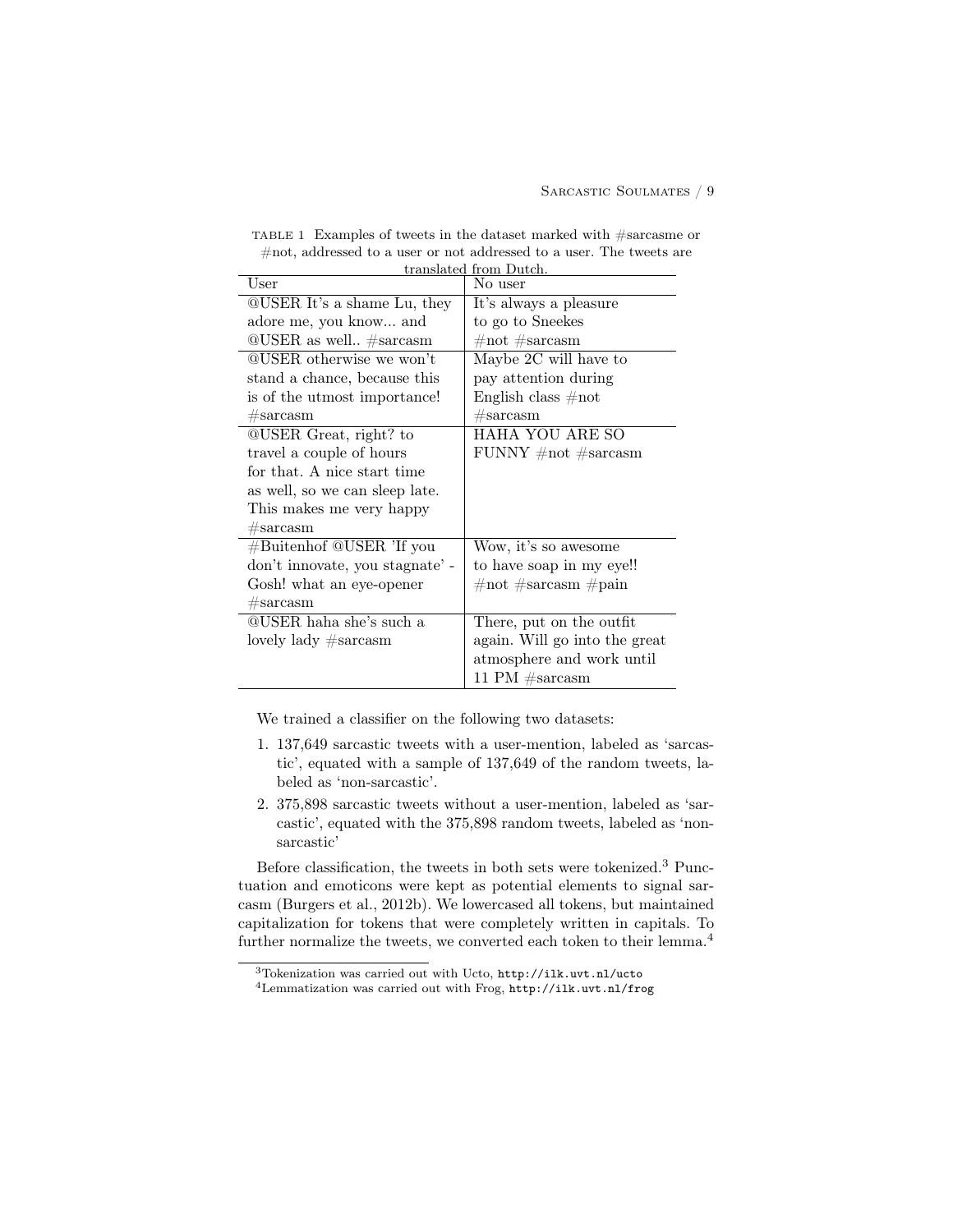TABLE 1 Examples of tweets in the dataset marked with #sarcasme or #not, addressed to a user or not addressed to a user. The tweets are translated from Dutch.

| User | No user |
|---|---|
| @USER It's a shame Lu, they adore me, you know... and @USER as well.. #sarcasm | It's always a pleasure to go to Sneekes #not #sarcasm |
| @USER otherwise we won't stand a chance, because this is of the utmost importance! #sarcasm | Maybe 2C will have to pay attention during English class #not #sarcasm |
| @USER Great, right? to travel a couple of hours for that. A nice start time as well, so we can sleep late. This makes me very happy #sarcasm | HAHA YOU ARE SO FUNNY #not #sarcasm |
| #Buitenhof @USER 'If you don't innovate, you stagnate' - Gosh! what an eye-opener #sarcasm | Wow, it's so awesome to have soap in my eye!! #not #sarcasm #pain |
| @USER haha she's such a lovely lady #sarcasm | There, put on the outfit again. Will go into the great atmosphere and work until 11 PM #sarcasm |

We trained a classifier on the following two datasets:

1. 137,649 sarcastic tweets with a user-mention, labeled as 'sarcastic', equated with a sample of 137,649 of the random tweets, labeled as 'non-sarcastic'.
2. 375,898 sarcastic tweets without a user-mention, labeled as 'sarcastic', equated with the 375,898 random tweets, labeled as 'non-sarcastic'

Before classification, the tweets in both sets were tokenized.[3] Punctuation and emoticons were kept as potential elements to signal sarcasm (Burgers et al., 2012b). We lowercased all tokens, but maintained capitalization for tokens that were completely written in capitals. To further normalize the tweets, we converted each token to their lemma.[4]

[3]Tokenization was carried out with Ucto, http://ilk.uvt.nl/ucto

[4]Lemmatization was carried out with Frog, http://ilk.uvt.nl/frog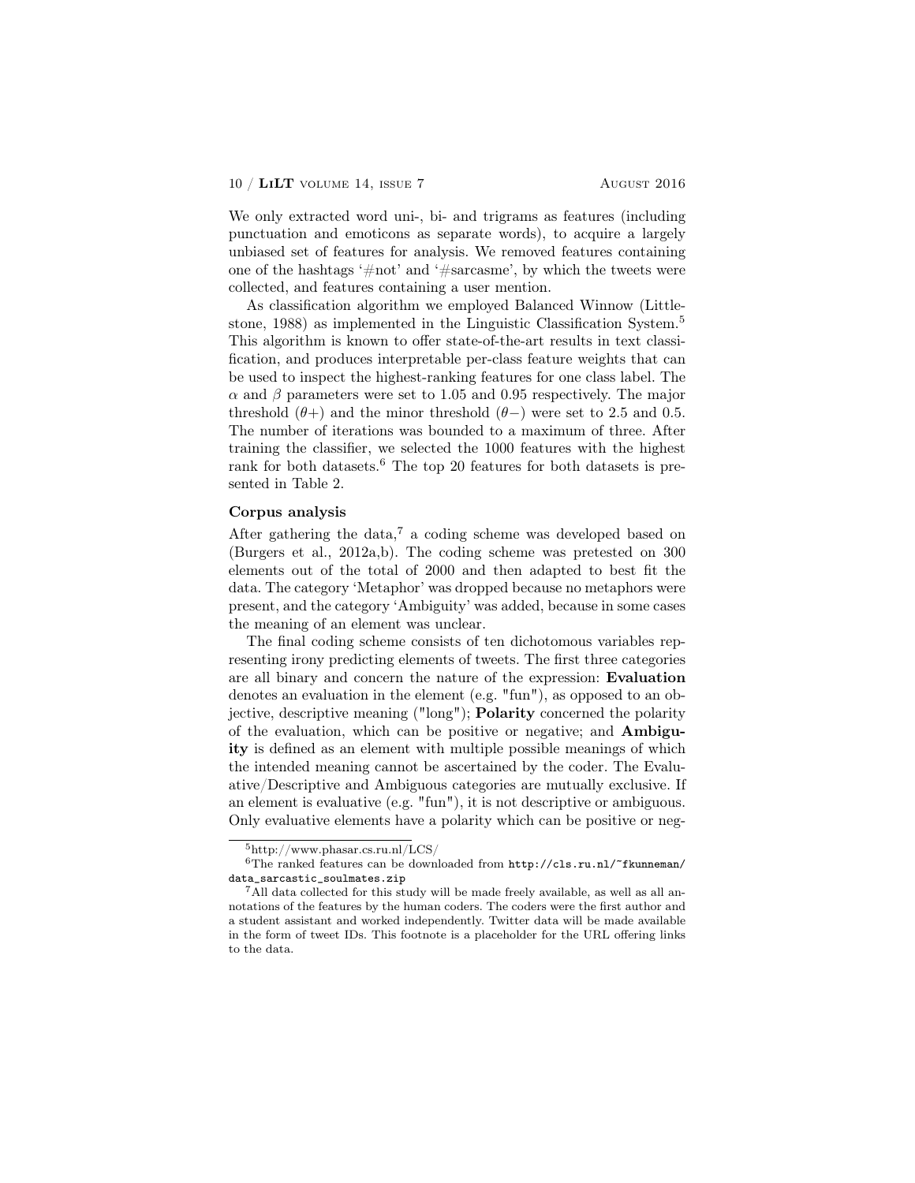We only extracted word uni-, bi- and trigrams as features (including punctuation and emoticons as separate words), to acquire a largely unbiased set of features for analysis. We removed features containing one of the hashtags '#not' and '#sarcasme', by which the tweets were collected, and features containing a user mention.

As classification algorithm we employed Balanced Winnow (Littlestone, 1988) as implemented in the Linguistic Classification System.[5] This algorithm is known to offer state-of-the-art results in text classification, and produces interpretable per-class feature weights that can be used to inspect the highest-ranking features for one class label. The $\alpha$ and $\beta$ parameters were set to 1.05 and 0.95 respectively. The major threshold ($\theta+$) and the minor threshold ($\theta-$) were set to 2.5 and 0.5. The number of iterations was bounded to a maximum of three. After training the classifier, we selected the 1000 features with the highest rank for both datasets.[6] The top 20 features for both datasets is presented in Table 2.

**Corpus analysis**

After gathering the data,[7] a coding scheme was developed based on (Burgers et al., 2012a,b). The coding scheme was pretested on 300 elements out of the total of 2000 and then adapted to best fit the data. The category 'Metaphor' was dropped because no metaphors were present, and the category 'Ambiguity' was added, because in some cases the meaning of an element was unclear.

The final coding scheme consists of ten dichotomous variables representing irony predicting elements of tweets. The first three categories are all binary and concern the nature of the expression: **Evaluation** denotes an evaluation in the element (e.g. "fun"), as opposed to an objective, descriptive meaning ("long"); **Polarity** concerned the polarity of the evaluation, which can be positive or negative; and **Ambiguity** is defined as an element with multiple possible meanings of which the intended meaning cannot be ascertained by the coder. The Evaluative/Descriptive and Ambiguous categories are mutually exclusive. If an element is evaluative (e.g. "fun"), it is not descriptive or ambiguous. Only evaluative elements have a polarity which can be positive or neg-

---

[5] http://www.phasar.cs.ru.nl/LCS/

[6] The ranked features can be downloaded from `http://cls.ru.nl/~fkunneman/data_sarcastic_soulmates.zip`

[7] All data collected for this study will be made freely available, as well as all annotations of the features by the human coders. The coders were the first author and a student assistant and worked independently. Twitter data will be made available in the form of tweet IDs. This footnote is a placeholder for the URL offering links to the data.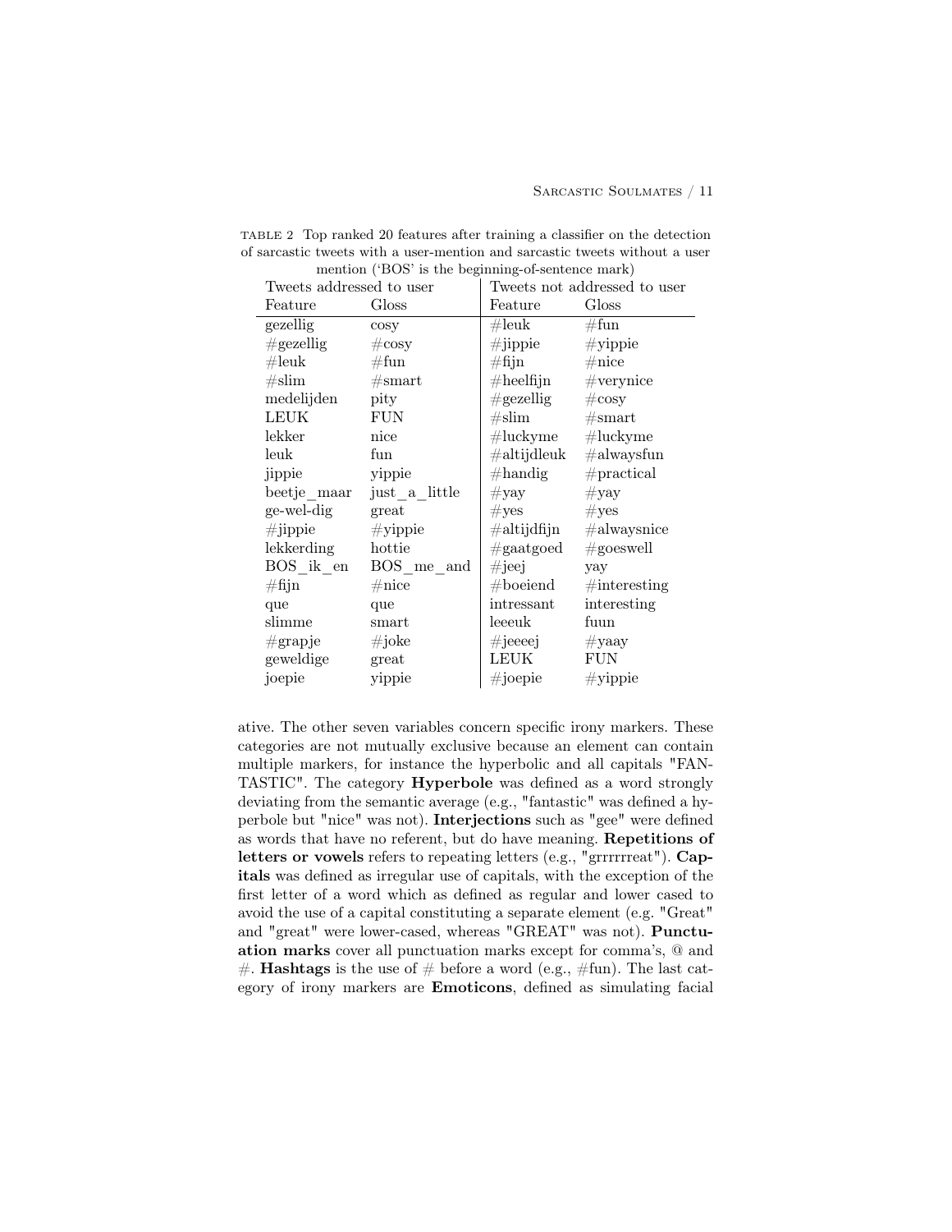TABLE 2 Top ranked 20 features after training a classifier on the detection of sarcastic tweets with a user-mention and sarcastic tweets without a user mention ('BOS' is the beginning-of-sentence mark)

| Tweets addressed to user | | Tweets not addressed to user | |
|---|---|---|---|
| Feature | Gloss | Feature | Gloss |
| gezellig | cosy | #leuk | #fun |
| #gezellig | #cosy | #jippie | #yippie |
| #leuk | #fun | #fijn | #nice |
| #slim | #smart | #heelfijn | #verynice |
| medelijden | pity | #gezellig | #cosy |
| LEUK | FUN | #slim | #smart |
| lekker | nice | #luckyme | #luckyme |
| leuk | fun | #altijdleuk | #alwaysfun |
| jippie | yippie | #handig | #practical |
| beetje_maar | just_a_little | #yay | #yay |
| ge-wel-dig | great | #yes | #yes |
| #jippie | #yippie | #altijdfijn | #alwaysnice |
| lekkerding | hottie | #gaatgoed | #goeswell |
| BOS_ik_en | BOS_me_and | #jeej | yay |
| #fijn | #nice | #boeiend | #interesting |
| que | que | intressant | interesting |
| slimme | smart | leeeuk | fuun |
| #grapje | #joke | #jeeeej | #yaay |
| geweldige | great | LEUK | FUN |
| joepie | yippie | #joepie | #yippie |

ative. The other seven variables concern specific irony markers. These categories are not mutually exclusive because an element can contain multiple markers, for instance the hyperbolic and all capitals "FANTASTIC". The category **Hyperbole** was defined as a word strongly deviating from the semantic average (e.g., "fantastic" was defined a hyperbole but "nice" was not). **Interjections** such as "gee" were defined as words that have no referent, but do have meaning. **Repetitions of letters or vowels** refers to repeating letters (e.g., "grrrrrreat"). **Capitals** was defined as irregular use of capitals, with the exception of the first letter of a word which as defined as regular and lower cased to avoid the use of a capital constituting a separate element (e.g. "Great" and "great" were lower-cased, whereas "GREAT" was not). **Punctuation marks** cover all punctuation marks except for comma's, @ and #. **Hashtags** is the use of # before a word (e.g., #fun). The last category of irony markers are **Emoticons**, defined as simulating facial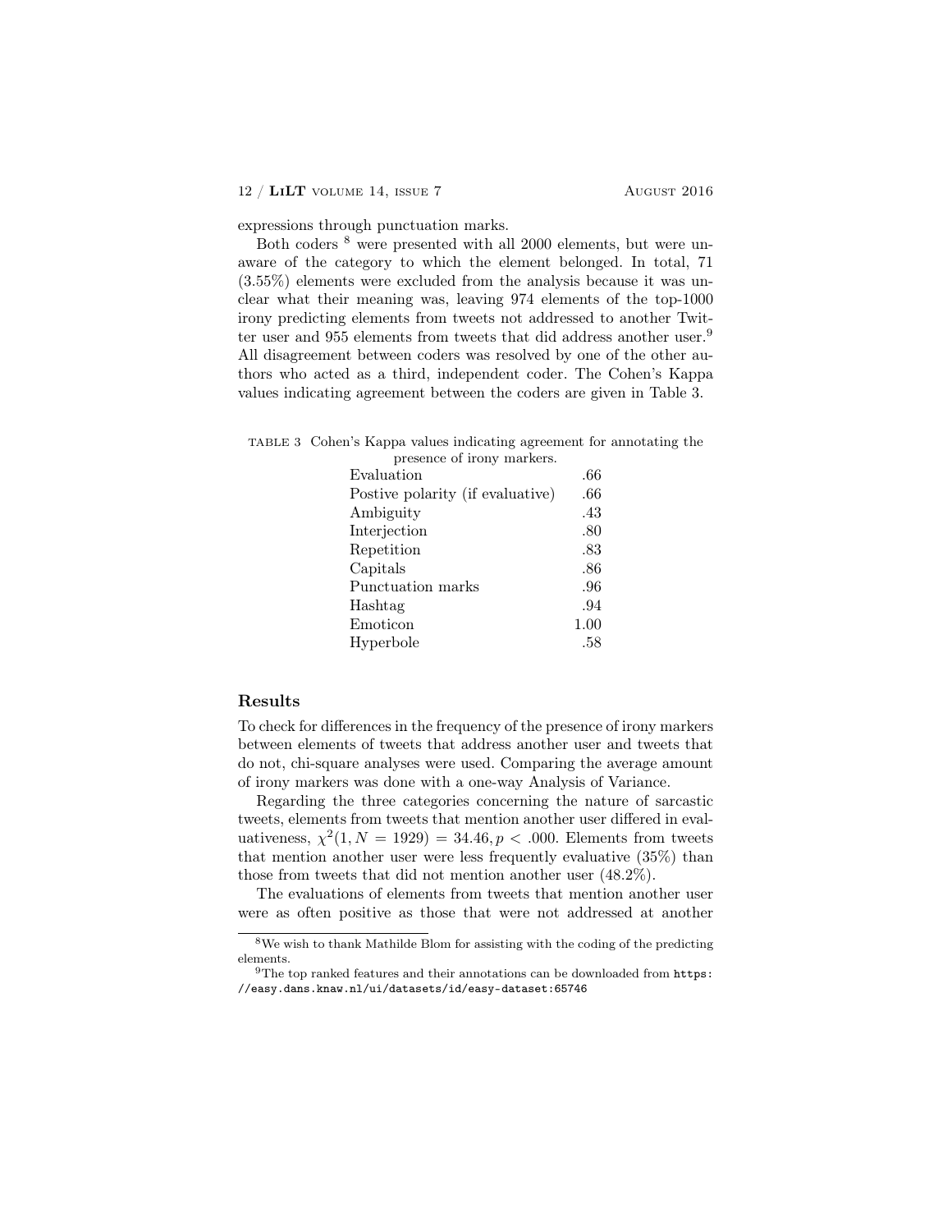expressions through punctuation marks.

Both coders [8] were presented with all 2000 elements, but were unaware of the category to which the element belonged. In total, 71 (3.55%) elements were excluded from the analysis because it was unclear what their meaning was, leaving 974 elements of the top-1000 irony predicting elements from tweets not addressed to another Twitter user and 955 elements from tweets that did address another user.[9] All disagreement between coders was resolved by one of the other authors who acted as a third, independent coder. The Cohen's Kappa values indicating agreement between the coders are given in Table 3.

TABLE 3 Cohen's Kappa values indicating agreement for annotating the presence of irony markers.

| | |
|---|---|
| Evaluation | .66 |
| Postive polarity (if evaluative) | .66 |
| Ambiguity | .43 |
| Interjection | .80 |
| Repetition | .83 |
| Capitals | .86 |
| Punctuation marks | .96 |
| Hashtag | .94 |
| Emoticon | 1.00 |
| Hyperbole | .58 |

## Results

To check for differences in the frequency of the presence of irony markers between elements of tweets that address another user and tweets that do not, chi-square analyses were used. Comparing the average amount of irony markers was done with a one-way Analysis of Variance.

Regarding the three categories concerning the nature of sarcastic tweets, elements from tweets that mention another user differed in evaluativeness, $\chi^2(1, N = 1929) = 34.46, p < .000$. Elements from tweets that mention another user were less frequently evaluative (35%) than those from tweets that did not mention another user (48.2%).

The evaluations of elements from tweets that mention another user were as often positive as those that were not addressed at another

[8] We wish to thank Mathilde Blom for assisting with the coding of the predicting elements.

[9] The top ranked features and their annotations can be downloaded from https://easy.dans.knaw.nl/ui/datasets/id/easy-dataset:65746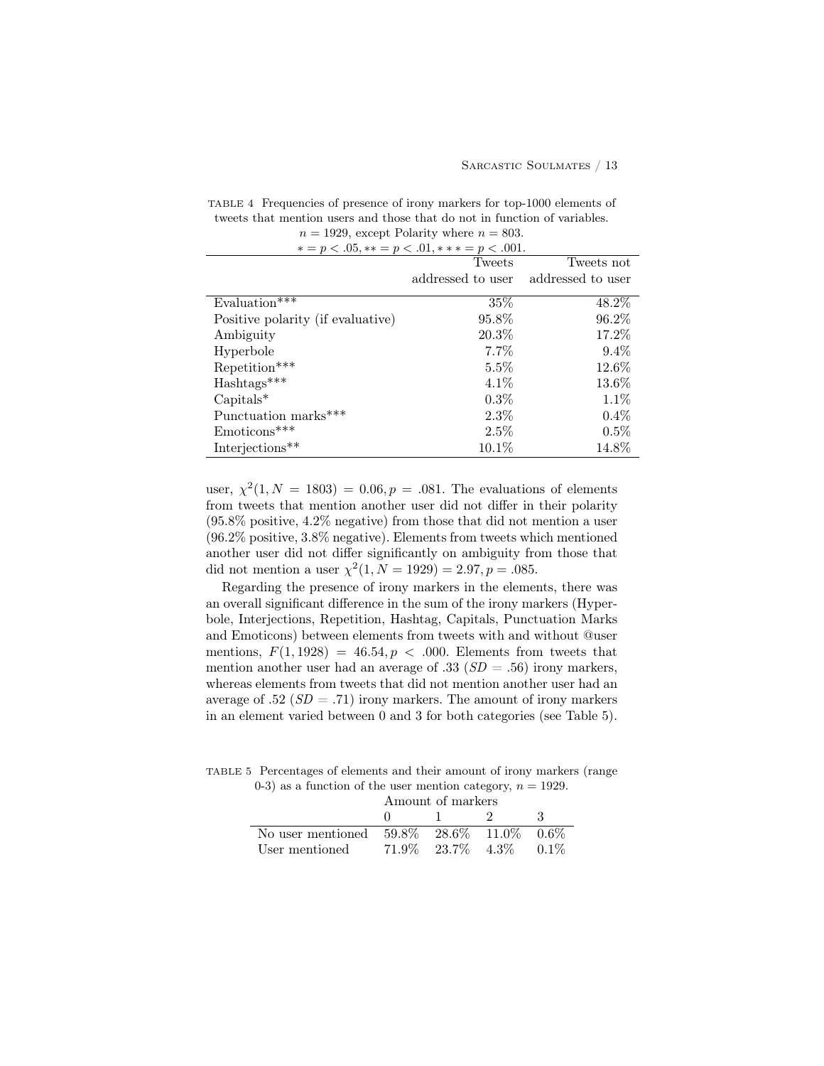TABLE 4 Frequencies of presence of irony markers for top-1000 elements of tweets that mention users and those that do not in function of variables. $n = 1929$, except Polarity where $n = 803$. $* = p < .05, ** = p < .01, *** = p < .001$.

| | Tweets addressed to user | Tweets not addressed to user |
|---|---|---|
| Evaluation*** | 35% | 48.2% |
| Positive polarity (if evaluative) | 95.8% | 96.2% |
| Ambiguity | 20.3% | 17.2% |
| Hyperbole | 7.7% | 9.4% |
| Repetition*** | 5.5% | 12.6% |
| Hashtags*** | 4.1% | 13.6% |
| Capitals* | 0.3% | 1.1% |
| Punctuation marks*** | 2.3% | 0.4% |
| Emoticons*** | 2.5% | 0.5% |
| Interjections** | 10.1% | 14.8% |

user, $\chi^2(1, N = 1803) = 0.06, p = .081$. The evaluations of elements from tweets that mention another user did not differ in their polarity (95.8% positive, 4.2% negative) from those that did not mention a user (96.2% positive, 3.8% negative). Elements from tweets which mentioned another user did not differ significantly on ambiguity from those that did not mention a user $\chi^2(1, N = 1929) = 2.97, p = .085$.

Regarding the presence of irony markers in the elements, there was an overall significant difference in the sum of the irony markers (Hyperbole, Interjections, Repetition, Hashtag, Capitals, Punctuation Marks and Emoticons) between elements from tweets with and without @user mentions, $F(1, 1928) = 46.54, p < .000$. Elements from tweets that mention another user had an average of .33 ($SD = .56$) irony markers, whereas elements from tweets that did not mention another user had an average of .52 ($SD = .71$) irony markers. The amount of irony markers in an element varied between 0 and 3 for both categories (see Table 5).

TABLE 5 Percentages of elements and their amount of irony markers (range 0-3) as a function of the user mention category, $n = 1929$.

| | Amount of markers | | | |
|---|---|---|---|---|
| | 0 | 1 | 2 | 3 |
| No user mentioned | 59.8% | 28.6% | 11.0% | 0.6% |
| User mentioned | 71.9% | 23.7% | 4.3% | 0.1% |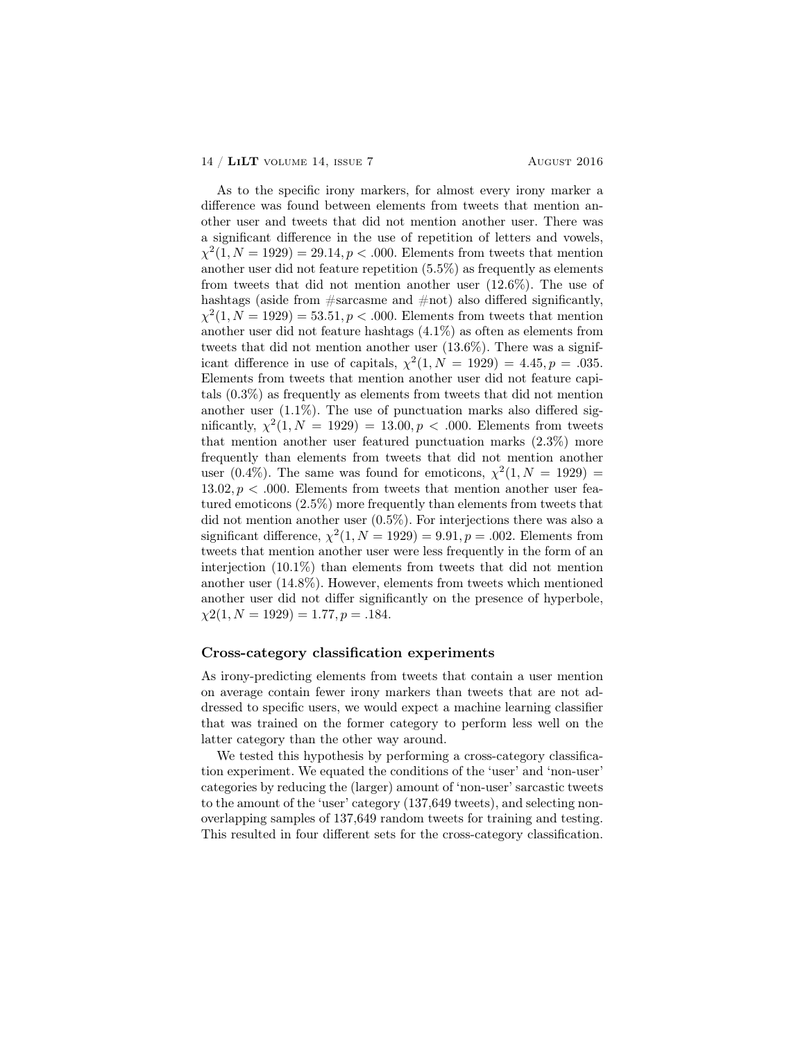As to the specific irony markers, for almost every irony marker a difference was found between elements from tweets that mention another user and tweets that did not mention another user. There was a significant difference in the use of repetition of letters and vowels, $\chi^2(1, N = 1929) = 29.14, p < .000$. Elements from tweets that mention another user did not feature repetition (5.5%) as frequently as elements from tweets that did not mention another user (12.6%). The use of hashtags (aside from #sarcasme and #not) also differed significantly, $\chi^2(1, N = 1929) = 53.51, p < .000$. Elements from tweets that mention another user did not feature hashtags (4.1%) as often as elements from tweets that did not mention another user (13.6%). There was a significant difference in use of capitals, $\chi^2(1, N = 1929) = 4.45, p = .035$. Elements from tweets that mention another user did not feature capitals (0.3%) as frequently as elements from tweets that did not mention another user (1.1%). The use of punctuation marks also differed significantly, $\chi^2(1, N = 1929) = 13.00, p < .000$. Elements from tweets that mention another user featured punctuation marks (2.3%) more frequently than elements from tweets that did not mention another user (0.4%). The same was found for emoticons, $\chi^2(1, N = 1929) = 13.02, p < .000$. Elements from tweets that mention another user featured emoticons (2.5%) more frequently than elements from tweets that did not mention another user (0.5%). For interjections there was also a significant difference, $\chi^2(1, N = 1929) = 9.91, p = .002$. Elements from tweets that mention another user were less frequently in the form of an interjection (10.1%) than elements from tweets that did not mention another user (14.8%). However, elements from tweets which mentioned another user did not differ significantly on the presence of hyperbole, $\chi 2(1, N = 1929) = 1.77, p = .184$.

### Cross-category classification experiments

As irony-predicting elements from tweets that contain a user mention on average contain fewer irony markers than tweets that are not addressed to specific users, we would expect a machine learning classifier that was trained on the former category to perform less well on the latter category than the other way around.

We tested this hypothesis by performing a cross-category classification experiment. We equated the conditions of the 'user' and 'non-user' categories by reducing the (larger) amount of 'non-user' sarcastic tweets to the amount of the 'user' category (137,649 tweets), and selecting non-overlapping samples of 137,649 random tweets for training and testing. This resulted in four different sets for the cross-category classification.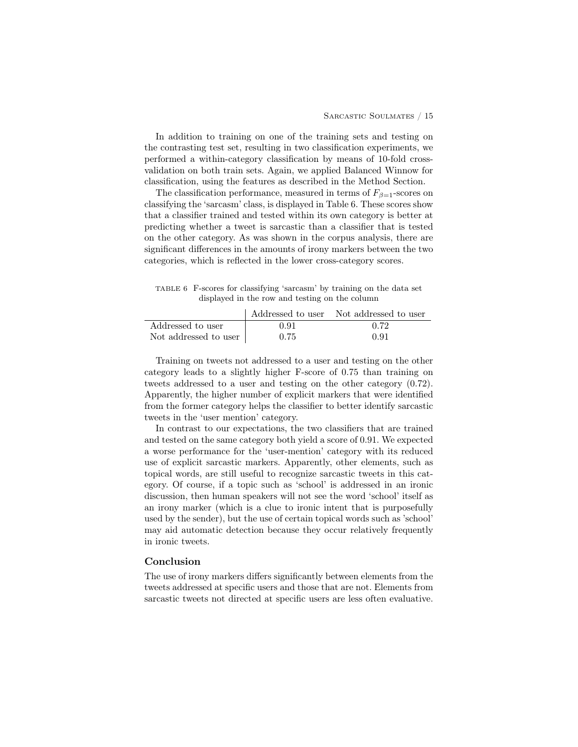In addition to training on one of the training sets and testing on the contrasting test set, resulting in two classification experiments, we performed a within-category classification by means of 10-fold cross-validation on both train sets. Again, we applied Balanced Winnow for classification, using the features as described in the Method Section.

The classification performance, measured in terms of $F_{\beta=1}$-scores on classifying the 'sarcasm' class, is displayed in Table 6. These scores show that a classifier trained and tested within its own category is better at predicting whether a tweet is sarcastic than a classifier that is tested on the other category. As was shown in the corpus analysis, there are significant differences in the amounts of irony markers between the two categories, which is reflected in the lower cross-category scores.

TABLE 6 F-scores for classifying 'sarcasm' by training on the data set displayed in the row and testing on the column

| | Addressed to user | Not addressed to user |
|---|---|---|
| Addressed to user | 0.91 | 0.72 |
| Not addressed to user | 0.75 | 0.91 |

Training on tweets not addressed to a user and testing on the other category leads to a slightly higher F-score of 0.75 than training on tweets addressed to a user and testing on the other category (0.72). Apparently, the higher number of explicit markers that were identified from the former category helps the classifier to better identify sarcastic tweets in the 'user mention' category.

In contrast to our expectations, the two classifiers that are trained and tested on the same category both yield a score of 0.91. We expected a worse performance for the 'user-mention' category with its reduced use of explicit sarcastic markers. Apparently, other elements, such as topical words, are still useful to recognize sarcastic tweets in this category. Of course, if a topic such as 'school' is addressed in an ironic discussion, then human speakers will not see the word 'school' itself as an irony marker (which is a clue to ironic intent that is purposefully used by the sender), but the use of certain topical words such as 'school' may aid automatic detection because they occur relatively frequently in ironic tweets.

## Conclusion

The use of irony markers differs significantly between elements from the tweets addressed at specific users and those that are not. Elements from sarcastic tweets not directed at specific users are less often evaluative.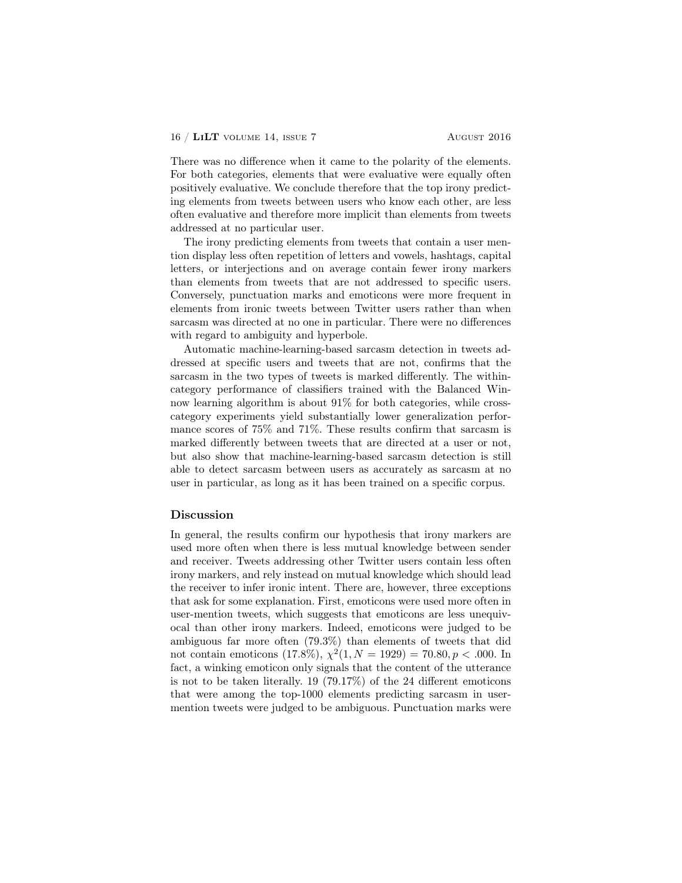There was no difference when it came to the polarity of the elements. For both categories, elements that were evaluative were equally often positively evaluative. We conclude therefore that the top irony predicting elements from tweets between users who know each other, are less often evaluative and therefore more implicit than elements from tweets addressed at no particular user.

The irony predicting elements from tweets that contain a user mention display less often repetition of letters and vowels, hashtags, capital letters, or interjections and on average contain fewer irony markers than elements from tweets that are not addressed to specific users. Conversely, punctuation marks and emoticons were more frequent in elements from ironic tweets between Twitter users rather than when sarcasm was directed at no one in particular. There were no differences with regard to ambiguity and hyperbole.

Automatic machine-learning-based sarcasm detection in tweets addressed at specific users and tweets that are not, confirms that the sarcasm in the two types of tweets is marked differently. The within-category performance of classifiers trained with the Balanced Winnow learning algorithm is about 91% for both categories, while cross-category experiments yield substantially lower generalization performance scores of 75% and 71%. These results confirm that sarcasm is marked differently between tweets that are directed at a user or not, but also show that machine-learning-based sarcasm detection is still able to detect sarcasm between users as accurately as sarcasm at no user in particular, as long as it has been trained on a specific corpus.

### Discussion

In general, the results confirm our hypothesis that irony markers are used more often when there is less mutual knowledge between sender and receiver. Tweets addressing other Twitter users contain less often irony markers, and rely instead on mutual knowledge which should lead the receiver to infer ironic intent. There are, however, three exceptions that ask for some explanation. First, emoticons were used more often in user-mention tweets, which suggests that emoticons are less unequivocal than other irony markers. Indeed, emoticons were judged to be ambiguous far more often (79.3%) than elements of tweets that did not contain emoticons (17.8%), $\chi^2(1, N = 1929) = 70.80, p < .000$. In fact, a winking emoticon only signals that the content of the utterance is not to be taken literally. 19 (79.17%) of the 24 different emoticons that were among the top-1000 elements predicting sarcasm in user-mention tweets were judged to be ambiguous. Punctuation marks were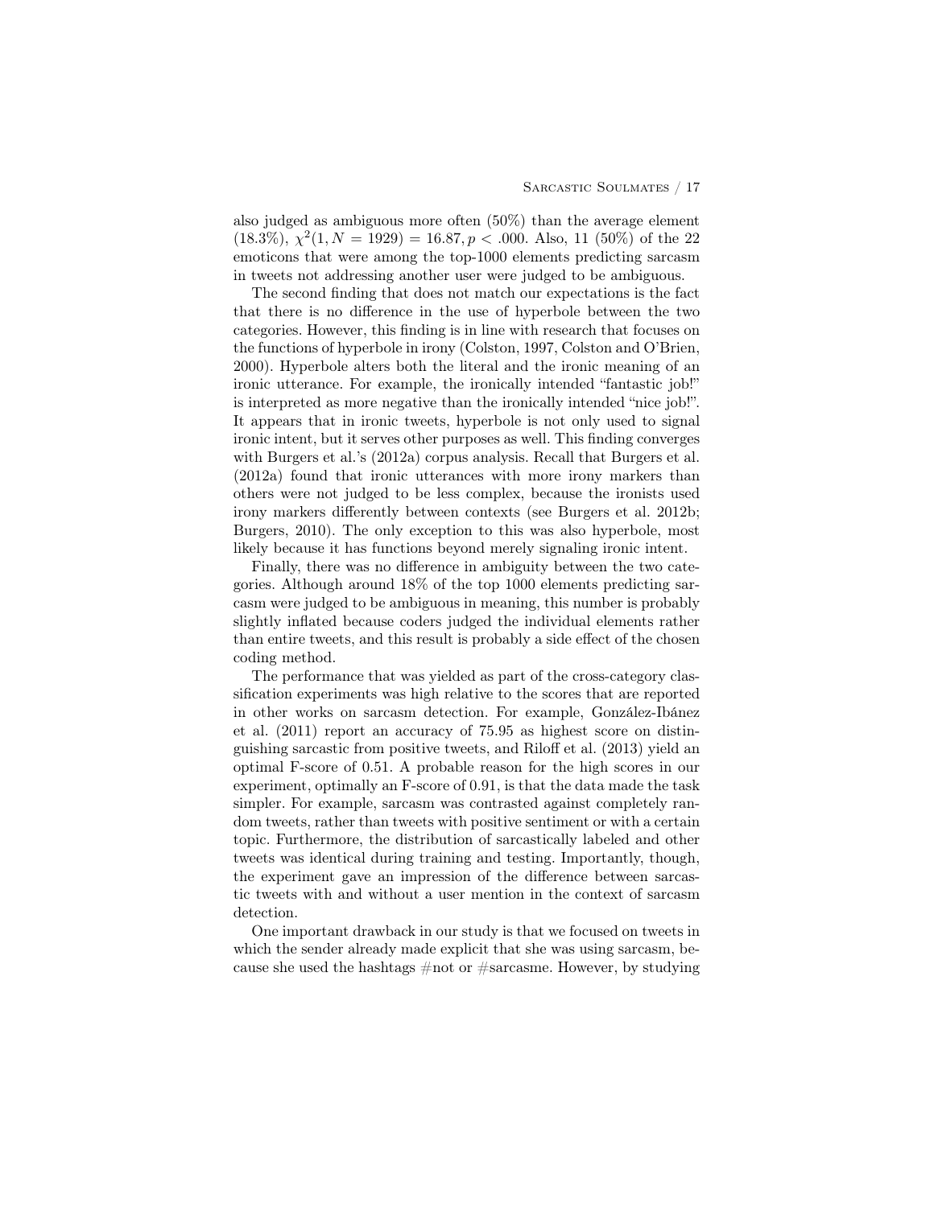also judged as ambiguous more often (50%) than the average element (18.3%), $\chi^2(1, N = 1929) = 16.87, p < .000$. Also, 11 (50%) of the 22 emoticons that were among the top-1000 elements predicting sarcasm in tweets not addressing another user were judged to be ambiguous.

The second finding that does not match our expectations is the fact that there is no difference in the use of hyperbole between the two categories. However, this finding is in line with research that focuses on the functions of hyperbole in irony (Colston, 1997, Colston and O'Brien, 2000). Hyperbole alters both the literal and the ironic meaning of an ironic utterance. For example, the ironically intended "fantastic job!" is interpreted as more negative than the ironically intended "nice job!". It appears that in ironic tweets, hyperbole is not only used to signal ironic intent, but it serves other purposes as well. This finding converges with Burgers et al.'s (2012a) corpus analysis. Recall that Burgers et al. (2012a) found that ironic utterances with more irony markers than others were not judged to be less complex, because the ironists used irony markers differently between contexts (see Burgers et al. 2012b; Burgers, 2010). The only exception to this was also hyperbole, most likely because it has functions beyond merely signaling ironic intent.

Finally, there was no difference in ambiguity between the two categories. Although around 18% of the top 1000 elements predicting sarcasm were judged to be ambiguous in meaning, this number is probably slightly inflated because coders judged the individual elements rather than entire tweets, and this result is probably a side effect of the chosen coding method.

The performance that was yielded as part of the cross-category classification experiments was high relative to the scores that are reported in other works on sarcasm detection. For example, González-Ibánez et al. (2011) report an accuracy of 75.95 as highest score on distinguishing sarcastic from positive tweets, and Riloff et al. (2013) yield an optimal F-score of 0.51. A probable reason for the high scores in our experiment, optimally an F-score of 0.91, is that the data made the task simpler. For example, sarcasm was contrasted against completely random tweets, rather than tweets with positive sentiment or with a certain topic. Furthermore, the distribution of sarcastically labeled and other tweets was identical during training and testing. Importantly, though, the experiment gave an impression of the difference between sarcastic tweets with and without a user mention in the context of sarcasm detection.

One important drawback in our study is that we focused on tweets in which the sender already made explicit that she was using sarcasm, because she used the hashtags #not or #sarcasme. However, by studying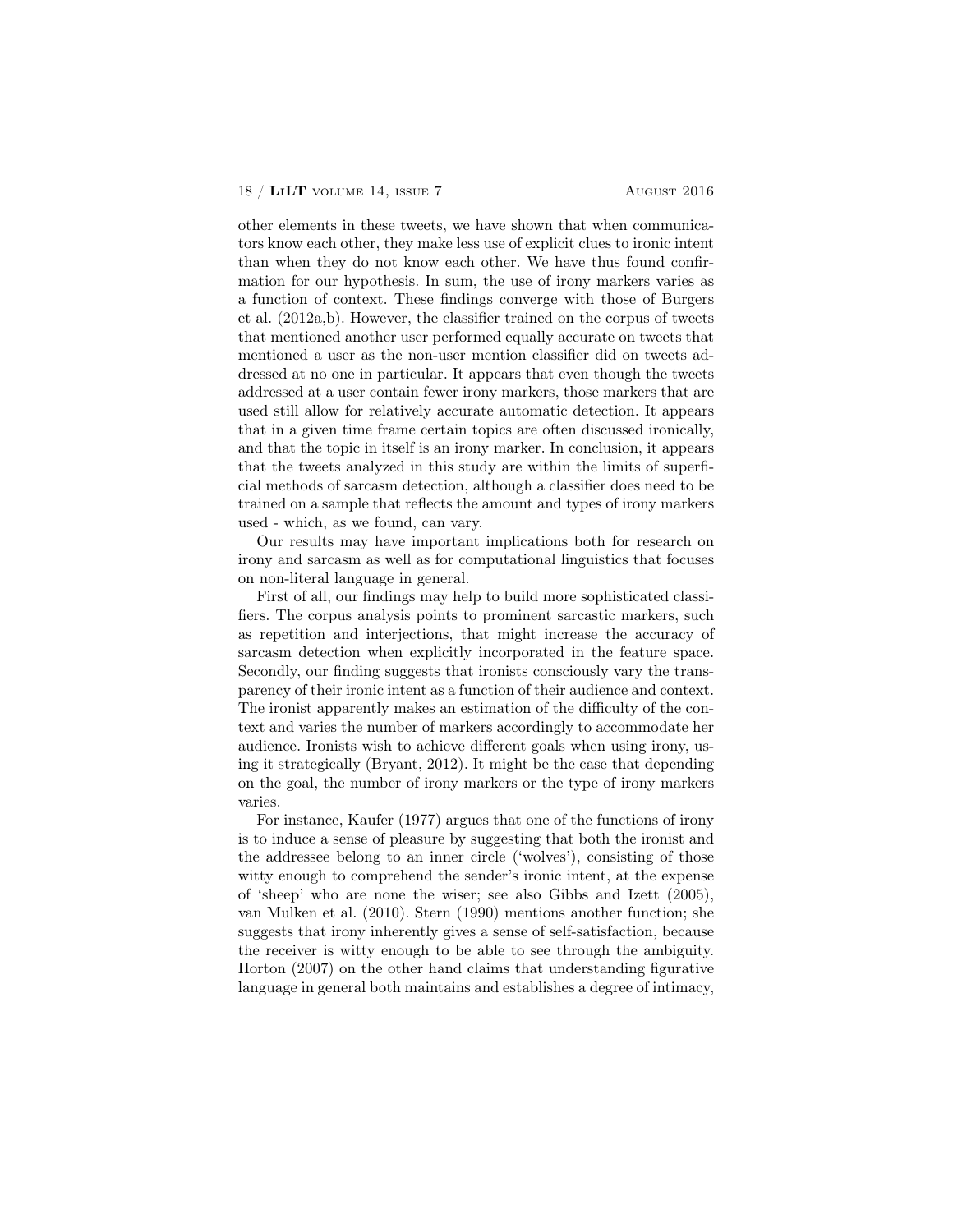other elements in these tweets, we have shown that when communicators know each other, they make less use of explicit clues to ironic intent than when they do not know each other. We have thus found confirmation for our hypothesis. In sum, the use of irony markers varies as a function of context. These findings converge with those of Burgers et al. (2012a,b). However, the classifier trained on the corpus of tweets that mentioned another user performed equally accurate on tweets that mentioned a user as the non-user mention classifier did on tweets addressed at no one in particular. It appears that even though the tweets addressed at a user contain fewer irony markers, those markers that are used still allow for relatively accurate automatic detection. It appears that in a given time frame certain topics are often discussed ironically, and that the topic in itself is an irony marker. In conclusion, it appears that the tweets analyzed in this study are within the limits of superficial methods of sarcasm detection, although a classifier does need to be trained on a sample that reflects the amount and types of irony markers used - which, as we found, can vary.

Our results may have important implications both for research on irony and sarcasm as well as for computational linguistics that focuses on non-literal language in general.

First of all, our findings may help to build more sophisticated classifiers. The corpus analysis points to prominent sarcastic markers, such as repetition and interjections, that might increase the accuracy of sarcasm detection when explicitly incorporated in the feature space. Secondly, our finding suggests that ironists consciously vary the transparency of their ironic intent as a function of their audience and context. The ironist apparently makes an estimation of the difficulty of the context and varies the number of markers accordingly to accommodate her audience. Ironists wish to achieve different goals when using irony, using it strategically (Bryant, 2012). It might be the case that depending on the goal, the number of irony markers or the type of irony markers varies.

For instance, Kaufer (1977) argues that one of the functions of irony is to induce a sense of pleasure by suggesting that both the ironist and the addressee belong to an inner circle ('wolves'), consisting of those witty enough to comprehend the sender's ironic intent, at the expense of 'sheep' who are none the wiser; see also Gibbs and Izett (2005), van Mulken et al. (2010). Stern (1990) mentions another function; she suggests that irony inherently gives a sense of self-satisfaction, because the receiver is witty enough to be able to see through the ambiguity. Horton (2007) on the other hand claims that understanding figurative language in general both maintains and establishes a degree of intimacy,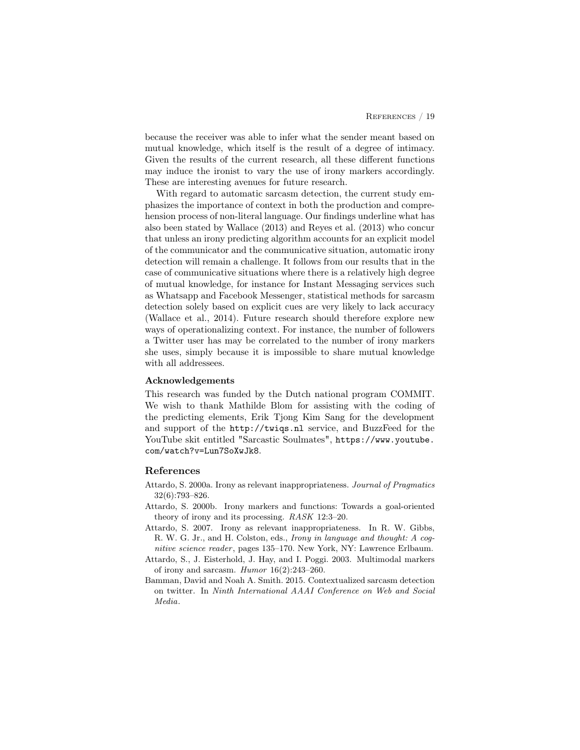because the receiver was able to infer what the sender meant based on mutual knowledge, which itself is the result of a degree of intimacy. Given the results of the current research, all these different functions may induce the ironist to vary the use of irony markers accordingly. These are interesting avenues for future research.

With regard to automatic sarcasm detection, the current study emphasizes the importance of context in both the production and comprehension process of non-literal language. Our findings underline what has also been stated by Wallace (2013) and Reyes et al. (2013) who concur that unless an irony predicting algorithm accounts for an explicit model of the communicator and the communicative situation, automatic irony detection will remain a challenge. It follows from our results that in the case of communicative situations where there is a relatively high degree of mutual knowledge, for instance for Instant Messaging services such as Whatsapp and Facebook Messenger, statistical methods for sarcasm detection solely based on explicit cues are very likely to lack accuracy (Wallace et al., 2014). Future research should therefore explore new ways of operationalizing context. For instance, the number of followers a Twitter user has may be correlated to the number of irony markers she uses, simply because it is impossible to share mutual knowledge with all addressees.

### Acknowledgements

This research was funded by the Dutch national program COMMIT. We wish to thank Mathilde Blom for assisting with the coding of the predicting elements, Erik Tjong Kim Sang for the development and support of the `http://twiqs.nl` service, and BuzzFeed for the YouTube skit entitled "Sarcastic Soulmates", `https://www.youtube.com/watch?v=Lun7SoXwJk8`.

## References

Attardo, S. 2000a. Irony as relevant inappropriateness. *Journal of Pragmatics* 32(6):793–826.

Attardo, S. 2000b. Irony markers and functions: Towards a goal-oriented theory of irony and its processing. *RASK* 12:3–20.

Attardo, S. 2007. Irony as relevant inappropriateness. In R. W. Gibbs, R. W. G. Jr., and H. Colston, eds., *Irony in language and thought: A cognitive science reader*, pages 135–170. New York, NY: Lawrence Erlbaum.

Attardo, S., J. Eisterhold, J. Hay, and I. Poggi. 2003. Multimodal markers of irony and sarcasm. *Humor* 16(2):243–260.

Bamman, David and Noah A. Smith. 2015. Contextualized sarcasm detection on twitter. In *Ninth International AAAI Conference on Web and Social Media*.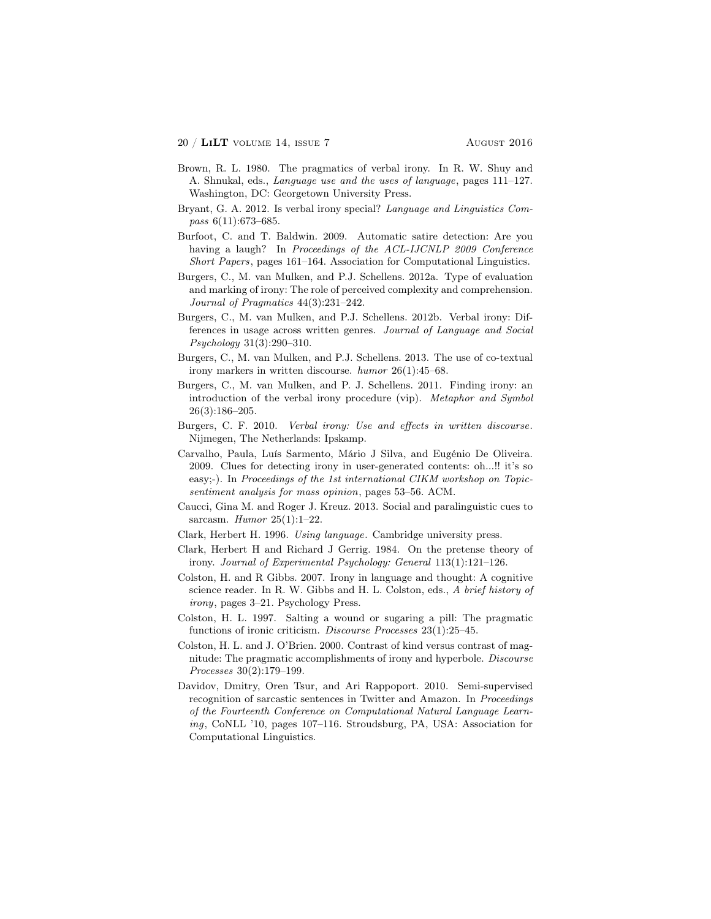Brown, R. L. 1980. The pragmatics of verbal irony. In R. W. Shuy and A. Shnukal, eds., *Language use and the uses of language*, pages 111–127. Washington, DC: Georgetown University Press.

Bryant, G. A. 2012. Is verbal irony special? *Language and Linguistics Compass* 6(11):673–685.

Burfoot, C. and T. Baldwin. 2009. Automatic satire detection: Are you having a laugh? In *Proceedings of the ACL-IJCNLP 2009 Conference Short Papers*, pages 161–164. Association for Computational Linguistics.

Burgers, C., M. van Mulken, and P.J. Schellens. 2012a. Type of evaluation and marking of irony: The role of perceived complexity and comprehension. *Journal of Pragmatics* 44(3):231–242.

Burgers, C., M. van Mulken, and P.J. Schellens. 2012b. Verbal irony: Differences in usage across written genres. *Journal of Language and Social Psychology* 31(3):290–310.

Burgers, C., M. van Mulken, and P.J. Schellens. 2013. The use of co-textual irony markers in written discourse. *humor* 26(1):45–68.

Burgers, C., M. van Mulken, and P. J. Schellens. 2011. Finding irony: an introduction of the verbal irony procedure (vip). *Metaphor and Symbol* 26(3):186–205.

Burgers, C. F. 2010. *Verbal irony: Use and effects in written discourse*. Nijmegen, The Netherlands: Ipskamp.

Carvalho, Paula, Luís Sarmento, Mário J Silva, and Eugénio De Oliveira. 2009. Clues for detecting irony in user-generated contents: oh...!! it's so easy;-). In *Proceedings of the 1st international CIKM workshop on Topic-sentiment analysis for mass opinion*, pages 53–56. ACM.

Caucci, Gina M. and Roger J. Kreuz. 2013. Social and paralinguistic cues to sarcasm. *Humor* 25(1):1–22.

Clark, Herbert H. 1996. *Using language*. Cambridge university press.

Clark, Herbert H and Richard J Gerrig. 1984. On the pretense theory of irony. *Journal of Experimental Psychology: General* 113(1):121–126.

Colston, H. and R Gibbs. 2007. Irony in language and thought: A cognitive science reader. In R. W. Gibbs and H. L. Colston, eds., *A brief history of irony*, pages 3–21. Psychology Press.

Colston, H. L. 1997. Salting a wound or sugaring a pill: The pragmatic functions of ironic criticism. *Discourse Processes* 23(1):25–45.

Colston, H. L. and J. O'Brien. 2000. Contrast of kind versus contrast of magnitude: The pragmatic accomplishments of irony and hyperbole. *Discourse Processes* 30(2):179–199.

Davidov, Dmitry, Oren Tsur, and Ari Rappoport. 2010. Semi-supervised recognition of sarcastic sentences in Twitter and Amazon. In *Proceedings of the Fourteenth Conference on Computational Natural Language Learning*, CoNLL '10, pages 107–116. Stroudsburg, PA, USA: Association for Computational Linguistics.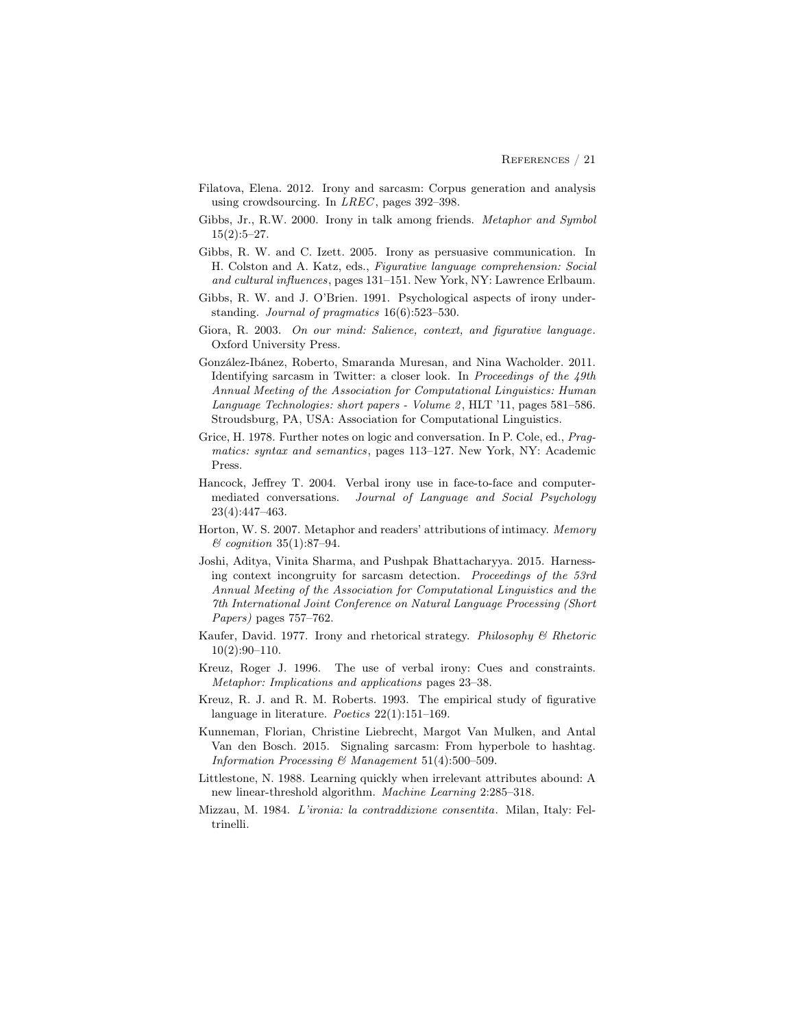Filatova, Elena. 2012. Irony and sarcasm: Corpus generation and analysis using crowdsourcing. In *LREC*, pages 392–398.

Gibbs, Jr., R.W. 2000. Irony in talk among friends. *Metaphor and Symbol* 15(2):5–27.

Gibbs, R. W. and C. Izett. 2005. Irony as persuasive communication. In H. Colston and A. Katz, eds., *Figurative language comprehension: Social and cultural influences*, pages 131–151. New York, NY: Lawrence Erlbaum.

Gibbs, R. W. and J. O'Brien. 1991. Psychological aspects of irony understanding. *Journal of pragmatics* 16(6):523–530.

Giora, R. 2003. *On our mind: Salience, context, and figurative language*. Oxford University Press.

González-Ibánez, Roberto, Smaranda Muresan, and Nina Wacholder. 2011. Identifying sarcasm in Twitter: a closer look. In *Proceedings of the 49th Annual Meeting of the Association for Computational Linguistics: Human Language Technologies: short papers - Volume 2*, HLT '11, pages 581–586. Stroudsburg, PA, USA: Association for Computational Linguistics.

Grice, H. 1978. Further notes on logic and conversation. In P. Cole, ed., *Pragmatics: syntax and semantics*, pages 113–127. New York, NY: Academic Press.

Hancock, Jeffrey T. 2004. Verbal irony use in face-to-face and computer-mediated conversations. *Journal of Language and Social Psychology* 23(4):447–463.

Horton, W. S. 2007. Metaphor and readers' attributions of intimacy. *Memory & cognition* 35(1):87–94.

Joshi, Aditya, Vinita Sharma, and Pushpak Bhattacharyya. 2015. Harnessing context incongruity for sarcasm detection. *Proceedings of the 53rd Annual Meeting of the Association for Computational Linguistics and the 7th International Joint Conference on Natural Language Processing (Short Papers)* pages 757–762.

Kaufer, David. 1977. Irony and rhetorical strategy. *Philosophy & Rhetoric* 10(2):90–110.

Kreuz, Roger J. 1996. The use of verbal irony: Cues and constraints. *Metaphor: Implications and applications* pages 23–38.

Kreuz, R. J. and R. M. Roberts. 1993. The empirical study of figurative language in literature. *Poetics* 22(1):151–169.

Kunneman, Florian, Christine Liebrecht, Margot Van Mulken, and Antal Van den Bosch. 2015. Signaling sarcasm: From hyperbole to hashtag. *Information Processing & Management* 51(4):500–509.

Littlestone, N. 1988. Learning quickly when irrelevant attributes abound: A new linear-threshold algorithm. *Machine Learning* 2:285–318.

Mizzau, M. 1984. *L'ironia: la contraddizione consentita*. Milan, Italy: Feltrinelli.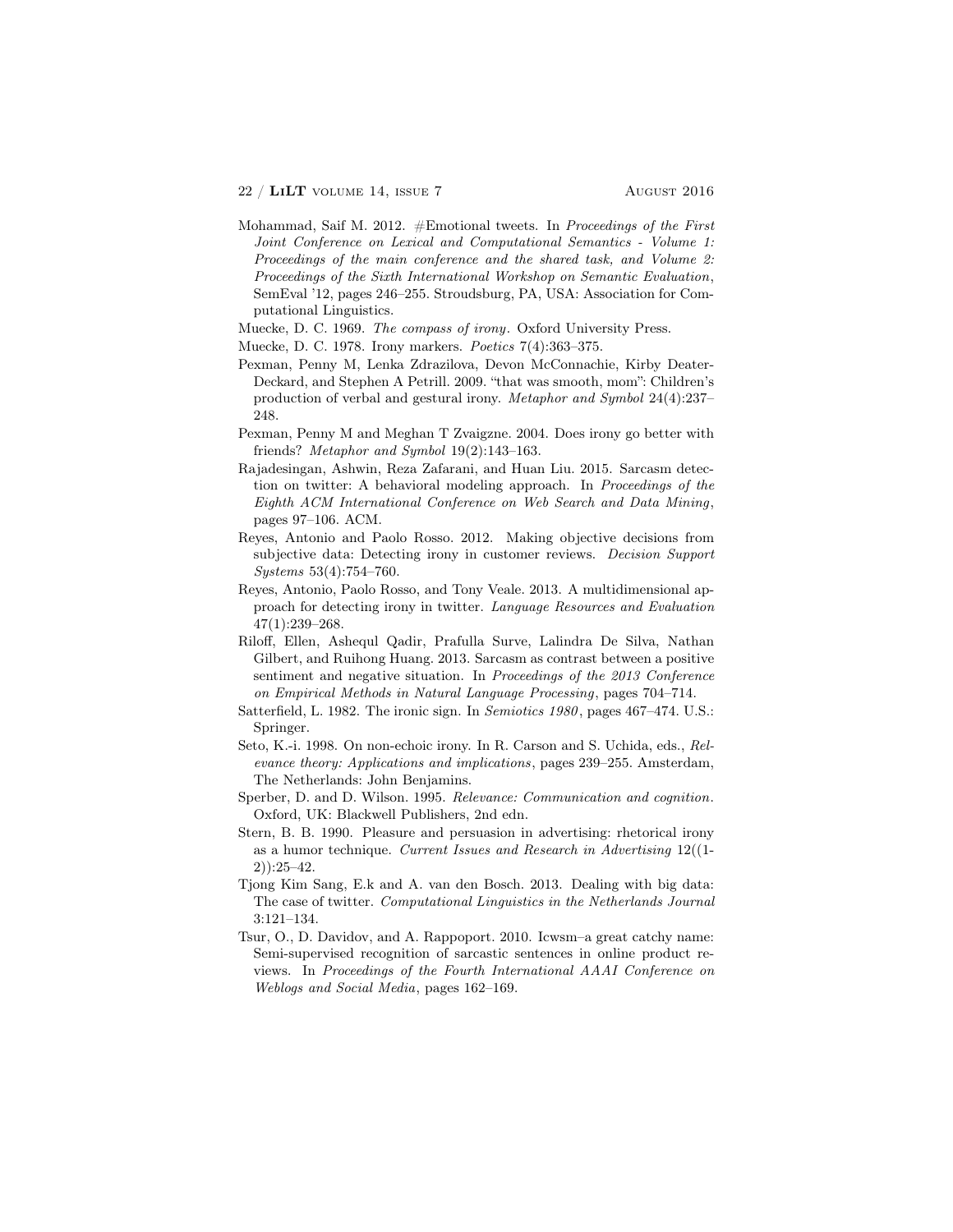Mohammad, Saif M. 2012. #Emotional tweets. In *Proceedings of the First Joint Conference on Lexical and Computational Semantics - Volume 1: Proceedings of the main conference and the shared task, and Volume 2: Proceedings of the Sixth International Workshop on Semantic Evaluation*, SemEval '12, pages 246–255. Stroudsburg, PA, USA: Association for Computational Linguistics.

Muecke, D. C. 1969. *The compass of irony*. Oxford University Press.

Muecke, D. C. 1978. Irony markers. *Poetics* 7(4):363–375.

Pexman, Penny M, Lenka Zdrazilova, Devon McConnachie, Kirby Deater-Deckard, and Stephen A Petrill. 2009. "that was smooth, mom": Children's production of verbal and gestural irony. *Metaphor and Symbol* 24(4):237–248.

Pexman, Penny M and Meghan T Zvaigzne. 2004. Does irony go better with friends? *Metaphor and Symbol* 19(2):143–163.

Rajadesingan, Ashwin, Reza Zafarani, and Huan Liu. 2015. Sarcasm detection on twitter: A behavioral modeling approach. In *Proceedings of the Eighth ACM International Conference on Web Search and Data Mining*, pages 97–106. ACM.

Reyes, Antonio and Paolo Rosso. 2012. Making objective decisions from subjective data: Detecting irony in customer reviews. *Decision Support Systems* 53(4):754–760.

Reyes, Antonio, Paolo Rosso, and Tony Veale. 2013. A multidimensional approach for detecting irony in twitter. *Language Resources and Evaluation* 47(1):239–268.

Riloff, Ellen, Ashequl Qadir, Prafulla Surve, Lalindra De Silva, Nathan Gilbert, and Ruihong Huang. 2013. Sarcasm as contrast between a positive sentiment and negative situation. In *Proceedings of the 2013 Conference on Empirical Methods in Natural Language Processing*, pages 704–714.

Satterfield, L. 1982. The ironic sign. In *Semiotics 1980*, pages 467–474. U.S.: Springer.

Seto, K.-i. 1998. On non-echoic irony. In R. Carson and S. Uchida, eds., *Relevance theory: Applications and implications*, pages 239–255. Amsterdam, The Netherlands: John Benjamins.

Sperber, D. and D. Wilson. 1995. *Relevance: Communication and cognition*. Oxford, UK: Blackwell Publishers, 2nd edn.

Stern, B. B. 1990. Pleasure and persuasion in advertising: rhetorical irony as a humor technique. *Current Issues and Research in Advertising* 12((1-2)):25–42.

Tjong Kim Sang, E.k and A. van den Bosch. 2013. Dealing with big data: The case of twitter. *Computational Linguistics in the Netherlands Journal* 3:121–134.

Tsur, O., D. Davidov, and A. Rappoport. 2010. Icwsm–a great catchy name: Semi-supervised recognition of sarcastic sentences in online product reviews. In *Proceedings of the Fourth International AAAI Conference on Weblogs and Social Media*, pages 162–169.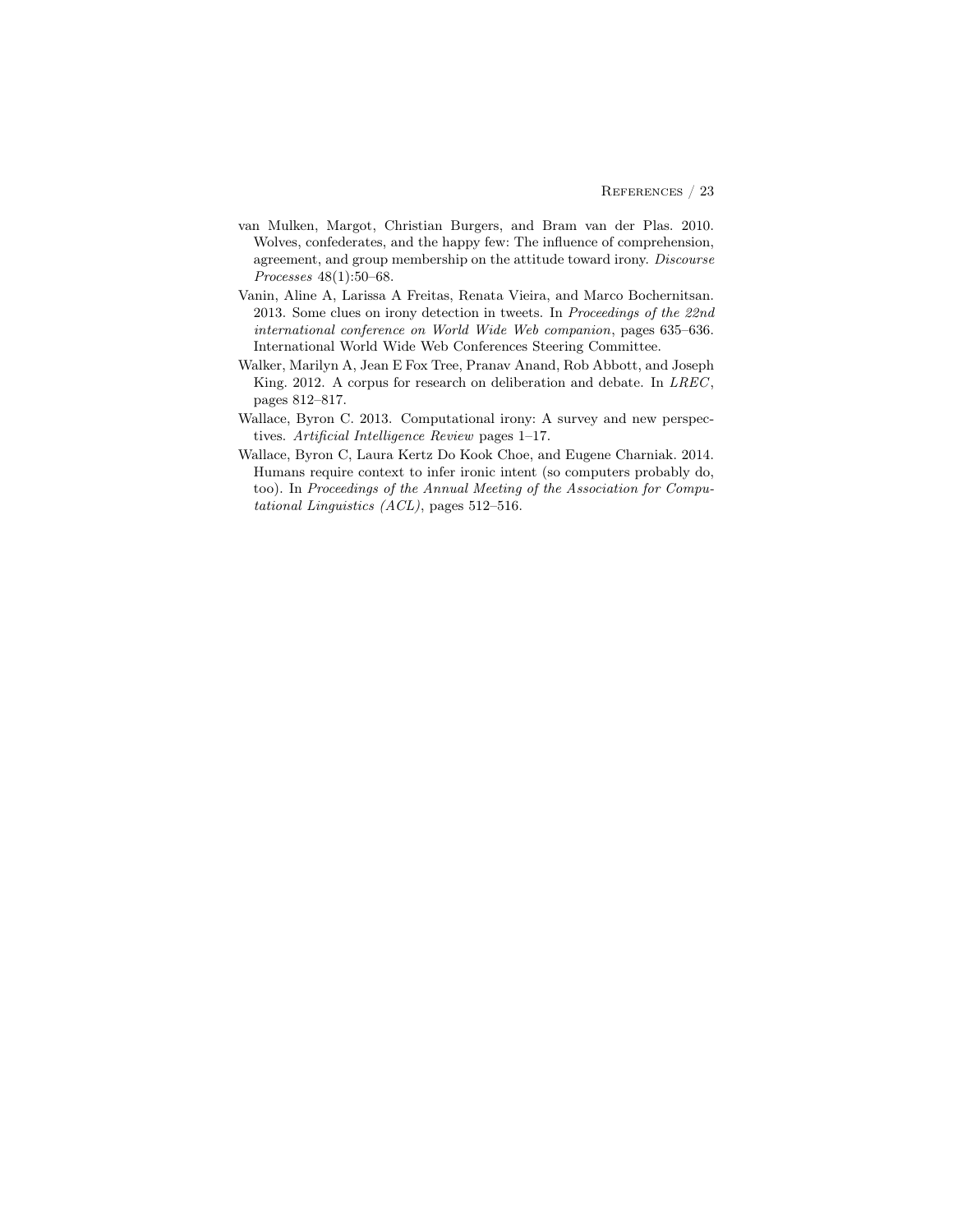van Mulken, Margot, Christian Burgers, and Bram van der Plas. 2010. Wolves, confederates, and the happy few: The influence of comprehension, agreement, and group membership on the attitude toward irony. *Discourse Processes* 48(1):50–68.

Vanin, Aline A, Larissa A Freitas, Renata Vieira, and Marco Bochernitsan. 2013. Some clues on irony detection in tweets. In *Proceedings of the 22nd international conference on World Wide Web companion*, pages 635–636. International World Wide Web Conferences Steering Committee.

Walker, Marilyn A, Jean E Fox Tree, Pranav Anand, Rob Abbott, and Joseph King. 2012. A corpus for research on deliberation and debate. In *LREC*, pages 812–817.

Wallace, Byron C. 2013. Computational irony: A survey and new perspectives. *Artificial Intelligence Review* pages 1–17.

Wallace, Byron C, Laura Kertz Do Kook Choe, and Eugene Charniak. 2014. Humans require context to infer ironic intent (so computers probably do, too). In *Proceedings of the Annual Meeting of the Association for Computational Linguistics (ACL)*, pages 512–516.